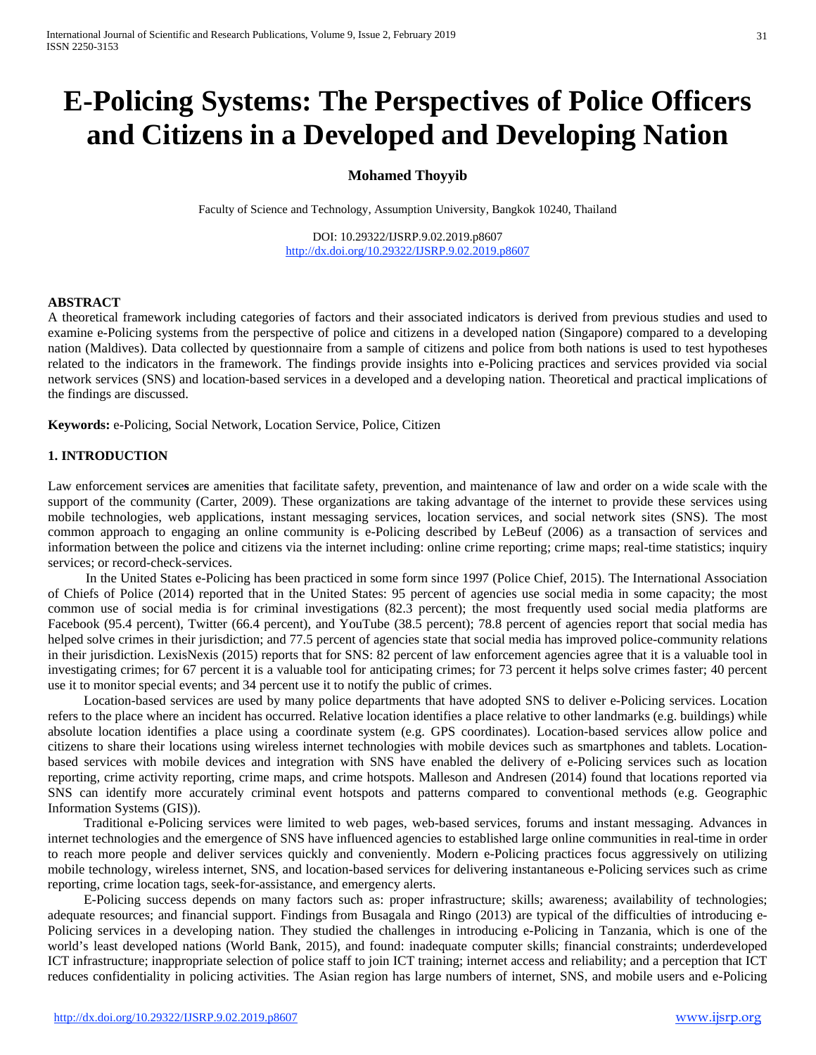# E-Policing Systems: The Perspectives of Police Officers and Citizens in a Developed and Developing Nation

**Mohamed Thoyyib**

Faculty of Science and Technology, Assumption University, Bangkok 10240, Thailand

DOI: 10.29322/IJSRP.9.02.2019.p8607
http://dx.doi.org/10.29322/IJSRP.9.02.2019.p8607

**ABSTRACT**

A theoretical framework including categories of factors and their associated indicators is derived from previous studies and used to examine e-Policing systems from the perspective of police and citizens in a developed nation (Singapore) compared to a developing nation (Maldives). Data collected by questionnaire from a sample of citizens and police from both nations is used to test hypotheses related to the indicators in the framework. The findings provide insights into e-Policing practices and services provided via social network services (SNS) and location-based services in a developed and a developing nation. Theoretical and practical implications of the findings are discussed.

**Keywords:** e-Policing, Social Network, Location Service, Police, Citizen

## 1. INTRODUCTION

Law enforcement services are amenities that facilitate safety, prevention, and maintenance of law and order on a wide scale with the support of the community (Carter, 2009). These organizations are taking advantage of the internet to provide these services using mobile technologies, web applications, instant messaging services, location services, and social network sites (SNS). The most common approach to engaging an online community is e-Policing described by LeBeuf (2006) as a transaction of services and information between the police and citizens via the internet including: online crime reporting; crime maps; real-time statistics; inquiry services; or record-check-services.

In the United States e-Policing has been practiced in some form since 1997 (Police Chief, 2015). The International Association of Chiefs of Police (2014) reported that in the United States: 95 percent of agencies use social media in some capacity; the most common use of social media is for criminal investigations (82.3 percent); the most frequently used social media platforms are Facebook (95.4 percent), Twitter (66.4 percent), and YouTube (38.5 percent); 78.8 percent of agencies report that social media has helped solve crimes in their jurisdiction; and 77.5 percent of agencies state that social media has improved police-community relations in their jurisdiction. LexisNexis (2015) reports that for SNS: 82 percent of law enforcement agencies agree that it is a valuable tool in investigating crimes; for 67 percent it is a valuable tool for anticipating crimes; for 73 percent it helps solve crimes faster; 40 percent use it to monitor special events; and 34 percent use it to notify the public of crimes.

Location-based services are used by many police departments that have adopted SNS to deliver e-Policing services. Location refers to the place where an incident has occurred. Relative location identifies a place relative to other landmarks (e.g. buildings) while absolute location identifies a place using a coordinate system (e.g. GPS coordinates). Location-based services allow police and citizens to share their locations using wireless internet technologies with mobile devices such as smartphones and tablets. Location-based services with mobile devices and integration with SNS have enabled the delivery of e-Policing services such as location reporting, crime activity reporting, crime maps, and crime hotspots. Malleson and Andresen (2014) found that locations reported via SNS can identify more accurately criminal event hotspots and patterns compared to conventional methods (e.g. Geographic Information Systems (GIS)).

Traditional e-Policing services were limited to web pages, web-based services, forums and instant messaging. Advances in internet technologies and the emergence of SNS have influenced agencies to established large online communities in real-time in order to reach more people and deliver services quickly and conveniently. Modern e-Policing practices focus aggressively on utilizing mobile technology, wireless internet, SNS, and location-based services for delivering instantaneous e-Policing services such as crime reporting, crime location tags, seek-for-assistance, and emergency alerts.

E-Policing success depends on many factors such as: proper infrastructure; skills; awareness; availability of technologies; adequate resources; and financial support. Findings from Busagala and Ringo (2013) are typical of the difficulties of introducing e-Policing services in a developing nation. They studied the challenges in introducing e-Policing in Tanzania, which is one of the world's least developed nations (World Bank, 2015), and found: inadequate computer skills; financial constraints; underdeveloped ICT infrastructure; inappropriate selection of police staff to join ICT training; internet access and reliability; and a perception that ICT reduces confidentiality in policing activities. The Asian region has large numbers of internet, SNS, and mobile users and e-Policing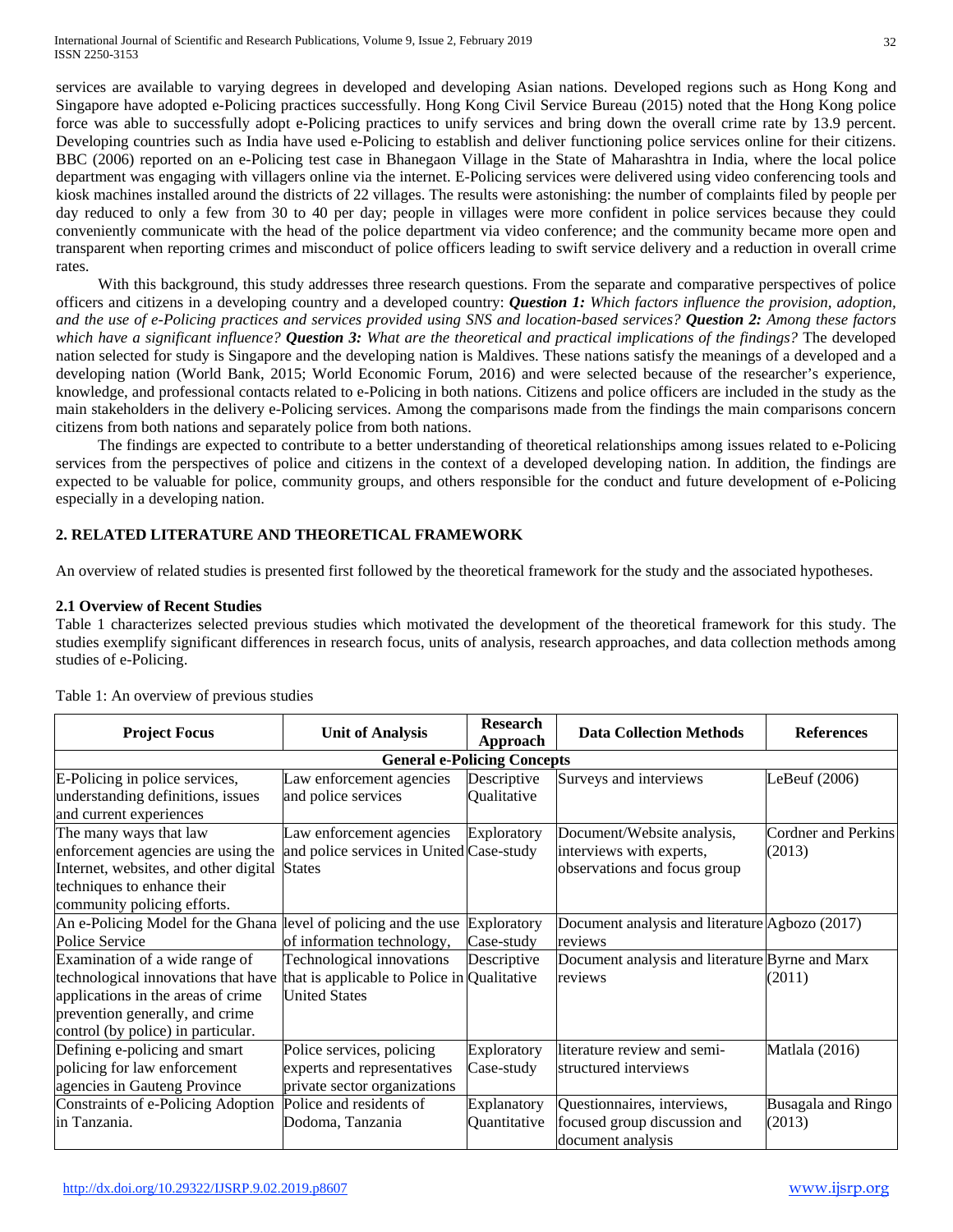services are available to varying degrees in developed and developing Asian nations. Developed regions such as Hong Kong and Singapore have adopted e-Policing practices successfully. Hong Kong Civil Service Bureau (2015) noted that the Hong Kong police force was able to successfully adopt e-Policing practices to unify services and bring down the overall crime rate by 13.9 percent. Developing countries such as India have used e-Policing to establish and deliver functioning police services online for their citizens. BBC (2006) reported on an e-Policing test case in Bhanegaon Village in the State of Maharashtra in India, where the local police department was engaging with villagers online via the internet. E-Policing services were delivered using video conferencing tools and kiosk machines installed around the districts of 22 villages. The results were astonishing: the number of complaints filed by people per day reduced to only a few from 30 to 40 per day; people in villages were more confident in police services because they could conveniently communicate with the head of the police department via video conference; and the community became more open and transparent when reporting crimes and misconduct of police officers leading to swift service delivery and a reduction in overall crime rates.

With this background, this study addresses three research questions. From the separate and comparative perspectives of police officers and citizens in a developing country and a developed country: ***Question 1:*** *Which factors influence the provision, adoption, and the use of e-Policing practices and services provided using SNS and location-based services?* ***Question 2:*** *Among these factors which have a significant influence?* ***Question 3:*** *What are the theoretical and practical implications of the findings?* The developed nation selected for study is Singapore and the developing nation is Maldives. These nations satisfy the meanings of a developed and a developing nation (World Bank, 2015; World Economic Forum, 2016) and were selected because of the researcher's experience, knowledge, and professional contacts related to e-Policing in both nations. Citizens and police officers are included in the study as the main stakeholders in the delivery e-Policing services. Among the comparisons made from the findings the main comparisons concern citizens from both nations and separately police from both nations.

The findings are expected to contribute to a better understanding of theoretical relationships among issues related to e-Policing services from the perspectives of police and citizens in the context of a developed developing nation. In addition, the findings are expected to be valuable for police, community groups, and others responsible for the conduct and future development of e-Policing especially in a developing nation.

## 2. RELATED LITERATURE AND THEORETICAL FRAMEWORK

An overview of related studies is presented first followed by the theoretical framework for the study and the associated hypotheses.

### 2.1 Overview of Recent Studies

Table 1 characterizes selected previous studies which motivated the development of the theoretical framework for this study. The studies exemplify significant differences in research focus, units of analysis, research approaches, and data collection methods among studies of e-Policing.

Table 1: An overview of previous studies

| Project Focus | Unit of Analysis | Research Approach | Data Collection Methods | References |
|---|---|---|---|---|
| **General e-Policing Concepts** | | | | |
| E-Policing in police services, understanding definitions, issues and current experiences | Law enforcement agencies and police services | Descriptive Qualitative | Surveys and interviews | LeBeuf (2006) |
| The many ways that law enforcement agencies are using the Internet, websites, and other digital techniques to enhance their community policing efforts. | Law enforcement agencies and police services in United States | Exploratory Case-study | Document/Website analysis, interviews with experts, observations and focus group | Cordner and Perkins (2013) |
| An e-Policing Model for the Ghana Police Service | level of policing and the use of information technology, | Exploratory Case-study | Document analysis and literature reviews | Agbozo (2017) |
| Examination of a wide range of technological innovations that have applications in the areas of crime prevention generally, and crime control (by police) in particular. | Technological innovations that is applicable to Police in United States | Descriptive Qualitative | Document analysis and literature reviews | Byrne and Marx (2011) |
| Defining e-policing and smart policing for law enforcement agencies in Gauteng Province | Police services, policing experts and representatives private sector organizations | Exploratory Case-study | literature review and semi-structured interviews | Matlala (2016) |
| Constraints of e-Policing Adoption in Tanzania. | Police and residents of Dodoma, Tanzania | Explanatory Quantitative | Questionnaires, interviews, focused group discussion and document analysis | Busagala and Ringo (2013) |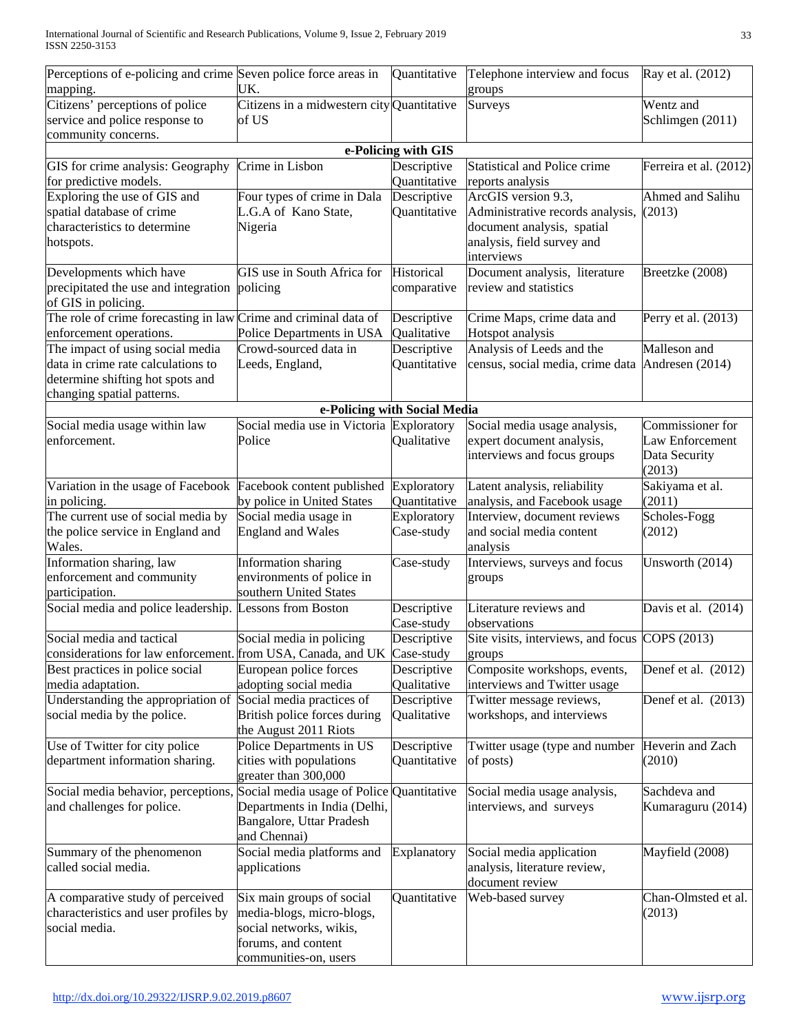| | | | | |
|---|---|---|---|---|
| Perceptions of e-policing and crime mapping. | Seven police force areas in UK. | Quantitative | Telephone interview and focus groups | Ray et al. (2012) |
| Citizens' perceptions of police service and police response to community concerns. | Citizens in a midwestern city of US | Quantitative | Surveys | Wentz and Schlimgen (2011) |
| **e-Policing with GIS** | | | | |
| GIS for crime analysis: Geography for predictive models. | Crime in Lisbon | Descriptive Quantitative | Statistical and Police crime reports analysis | Ferreira et al. (2012) |
| Exploring the use of GIS and spatial database of crime characteristics to determine hotspots. | Four types of crime in Dala L.G.A of Kano State, Nigeria | Descriptive Quantitative | ArcGIS version 9.3, Administrative records analysis, document analysis, spatial analysis, field survey and interviews | Ahmed and Salihu (2013) |
| Developments which have precipitated the use and integration of GIS in policing. | GIS use in South Africa for policing | Historical comparative | Document analysis, literature review and statistics | Breetzke (2008) |
| The role of crime forecasting in law enforcement operations. | Crime and criminal data of Police Departments in USA | Descriptive Qualitative | Crime Maps, crime data and Hotspot analysis | Perry et al. (2013) |
| The impact of using social media data in crime rate calculations to determine shifting hot spots and changing spatial patterns. | Crowd-sourced data in Leeds, England, | Descriptive Quantitative | Analysis of Leeds and the census, social media, crime data | Malleson and Andresen (2014) |
| **e-Policing with Social Media** | | | | |
| Social media usage within law enforcement. | Social media use in Victoria Police | Exploratory Qualitative | Social media usage analysis, expert document analysis, interviews and focus groups | Commissioner for Law Enforcement Data Security (2013) |
| Variation in the usage of Facebook in policing. | Facebook content published by police in United States | Exploratory Quantitative | Latent analysis, reliability analysis, and Facebook usage | Sakiyama et al. (2011) |
| The current use of social media by the police service in England and Wales. | Social media usage in England and Wales | Exploratory Case-study | Interview, document reviews and social media content analysis | Scholes-Fogg (2012) |
| Information sharing, law enforcement and community participation. | Information sharing environments of police in southern United States | Case-study | Interviews, surveys and focus groups | Unsworth (2014) |
| Social media and police leadership. | Lessons from Boston | Descriptive Case-study | Literature reviews and observations | Davis et al. (2014) |
| Social media and tactical considerations for law enforcement. | Social media in policing from USA, Canada, and UK | Descriptive Case-study | Site visits, interviews, and focus groups | COPS (2013) |
| Best practices in police social media adaptation. | European police forces adopting social media | Descriptive Qualitative | Composite workshops, events, interviews and Twitter usage | Denef et al. (2012) |
| Understanding the appropriation of social media by the police. | Social media practices of British police forces during the August 2011 Riots | Descriptive Qualitative | Twitter message reviews, workshops, and interviews | Denef et al. (2013) |
| Use of Twitter for city police department information sharing. | Police Departments in US cities with populations greater than 300,000 | Descriptive Quantitative | Twitter usage (type and number of posts) | Heverin and Zach (2010) |
| Social media behavior, perceptions, and challenges for police. | Social media usage of Police Departments in India (Delhi, Bangalore, Uttar Pradesh and Chennai) | Quantitative | Social media usage analysis, interviews, and surveys | Sachdeva and Kumaraguru (2014) |
| Summary of the phenomenon called social media. | Social media platforms and applications | Explanatory | Social media application analysis, literature review, document review | Mayfield (2008) |
| A comparative study of perceived characteristics and user profiles by social media. | Six main groups of social media-blogs, micro-blogs, social networks, wikis, forums, and content communities-on, users | Quantitative | Web-based survey | Chan-Olmsted et al. (2013) |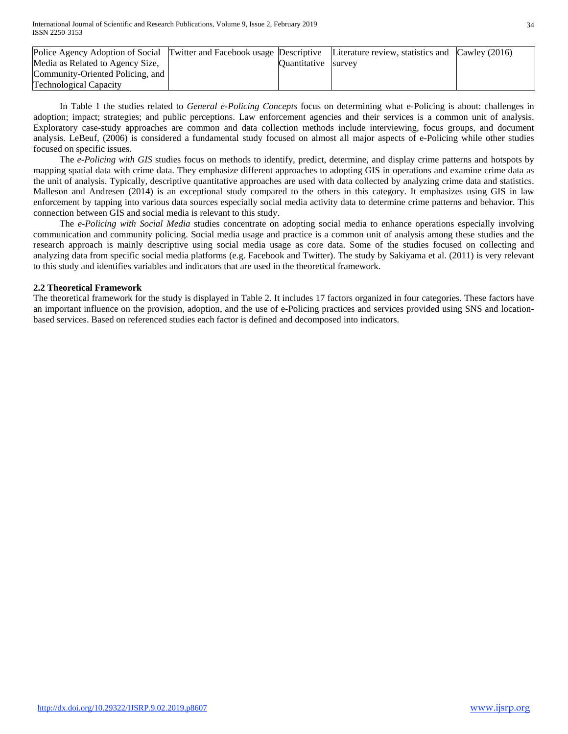| | | | | |
|---|---|---|---|---|
| Police Agency Adoption of Social Media as Related to Agency Size, Community-Oriented Policing, and Technological Capacity | Twitter and Facebook usage | Descriptive Quantitative | Literature review, statistics and survey | Cawley (2016) |

In Table 1 the studies related to *General e-Policing Concepts* focus on determining what e-Policing is about: challenges in adoption; impact; strategies; and public perceptions. Law enforcement agencies and their services is a common unit of analysis. Exploratory case-study approaches are common and data collection methods include interviewing, focus groups, and document analysis. LeBeuf, (2006) is considered a fundamental study focused on almost all major aspects of e-Policing while other studies focused on specific issues.

The *e-Policing with GIS* studies focus on methods to identify, predict, determine, and display crime patterns and hotspots by mapping spatial data with crime data. They emphasize different approaches to adopting GIS in operations and examine crime data as the unit of analysis. Typically, descriptive quantitative approaches are used with data collected by analyzing crime data and statistics. Malleson and Andresen (2014) is an exceptional study compared to the others in this category. It emphasizes using GIS in law enforcement by tapping into various data sources especially social media activity data to determine crime patterns and behavior. This connection between GIS and social media is relevant to this study.

The *e-Policing with Social Media* studies concentrate on adopting social media to enhance operations especially involving communication and community policing. Social media usage and practice is a common unit of analysis among these studies and the research approach is mainly descriptive using social media usage as core data. Some of the studies focused on collecting and analyzing data from specific social media platforms (e.g. Facebook and Twitter). The study by Sakiyama et al. (2011) is very relevant to this study and identifies variables and indicators that are used in the theoretical framework.

### 2.2 Theoretical Framework

The theoretical framework for the study is displayed in Table 2. It includes 17 factors organized in four categories. These factors have an important influence on the provision, adoption, and the use of e-Policing practices and services provided using SNS and location-based services. Based on referenced studies each factor is defined and decomposed into indicators.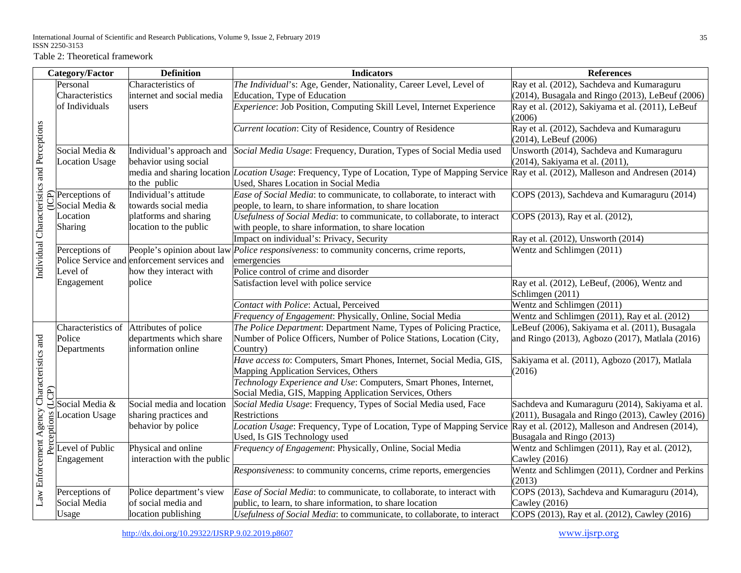Table 2: Theoretical framework

| Category/Factor | | Definition | Indicators | References |
|---|---|---|---|---|
| Individual Characteristics and Perceptions (ICP) | Personal Characteristics of Individuals | Characteristics of internet and social media users | *The Individual*'s: Age, Gender, Nationality, Career Level, Level of Education, Type of Education | Ray et al. (2012), Sachdeva and Kumaraguru (2014), Busagala and Ringo (2013), LeBeuf (2006) |
| | | | *Experience*: Job Position, Computing Skill Level, Internet Experience | Ray et al. (2012), Sakiyama et al. (2011), LeBeuf (2006) |
| | | | *Current location*: City of Residence, Country of Residence | Ray et al. (2012), Sachdeva and Kumaraguru (2014), LeBeuf (2006) |
| | Social Media & Location Usage | Individual's approach and behavior using social media and sharing location to the public | *Social Media Usage*: Frequency, Duration, Types of Social Media used | Unsworth (2014), Sachdeva and Kumaraguru (2014), Sakiyama et al. (2011), |
| | | | *Location Usage*: Frequency, Type of Location, Type of Mapping Service Used, Shares Location in Social Media | Ray et al. (2012), Malleson and Andresen (2014) |
| | Perceptions of Social Media & Location Sharing | Individual's attitude towards social media platforms and sharing location to the public | *Ease of Social Media*: to communicate, to collaborate, to interact with people, to learn, to share information, to share location | COPS (2013), Sachdeva and Kumaraguru (2014) |
| | | | *Usefulness of Social Media*: to communicate, to collaborate, to interact with people, to share information, to share location | COPS (2013), Ray et al. (2012), |
| | | | Impact on individual's: Privacy, Security | Ray et al. (2012), Unsworth (2014) |
| | Perceptions of Police Service and Level of Engagement | People's opinion about law enforcement services and how they interact with police | *Police responsiveness*: to community concerns, crime reports, emergencies | Wentz and Schlimgen (2011) |
| | | | Police control of crime and disorder | |
| | | | Satisfaction level with police service | Ray et al. (2012), LeBeuf, (2006), Wentz and Schlimgen (2011) |
| | | | *Contact with Police*: Actual, Perceived | Wentz and Schlimgen (2011) |
| | | | *Frequency of Engagement*: Physically, Online, Social Media | Wentz and Schlimgen (2011), Ray et al. (2012) |
| Law Enforcement Agency Characteristics and Perceptions (LCP) | Characteristics of Police Departments | Attributes of police departments which share information online | *The Police Department*: Department Name, Types of Policing Practice, Number of Police Officers, Number of Police Stations, Location (City, Country) | LeBeuf (2006), Sakiyama et al. (2011), Busagala and Ringo (2013), Agbozo (2017), Matlala (2016) |
| | | | *Have access to*: Computers, Smart Phones, Internet, Social Media, GIS, Mapping Application Services, Others | Sakiyama et al. (2011), Agbozo (2017), Matlala (2016) |
| | | | *Technology Experience and Use*: Computers, Smart Phones, Internet, Social Media, GIS, Mapping Application Services, Others | |
| | Social Media & Location Usage | Social media and location sharing practices and behavior by police | *Social Media Usage*: Frequency, Types of Social Media used, Face Restrictions | Sachdeva and Kumaraguru (2014), Sakiyama et al. (2011), Busagala and Ringo (2013), Cawley (2016) |
| | | | *Location Usage*: Frequency, Type of Location, Type of Mapping Service Used, Is GIS Technology used | Ray et al. (2012), Malleson and Andresen (2014), Busagala and Ringo (2013) |
| | Level of Public Engagement | Physical and online interaction with the public | *Frequency of Engagement*: Physically, Online, Social Media | Wentz and Schlimgen (2011), Ray et al. (2012), Cawley (2016) |
| | | | *Responsiveness*: to community concerns, crime reports, emergencies | Wentz and Schlimgen (2011), Cordner and Perkins (2013) |
| | Perceptions of Social Media Usage | Police department's view of social media and location publishing | *Ease of Social Media*: to communicate, to collaborate, to interact with public, to learn, to share information, to share location | COPS (2013), Sachdeva and Kumaraguru (2014), Cawley (2016) |
| | | | *Usefulness of Social Media*: to communicate, to collaborate, to interact | COPS (2013), Ray et al. (2012), Cawley (2016) |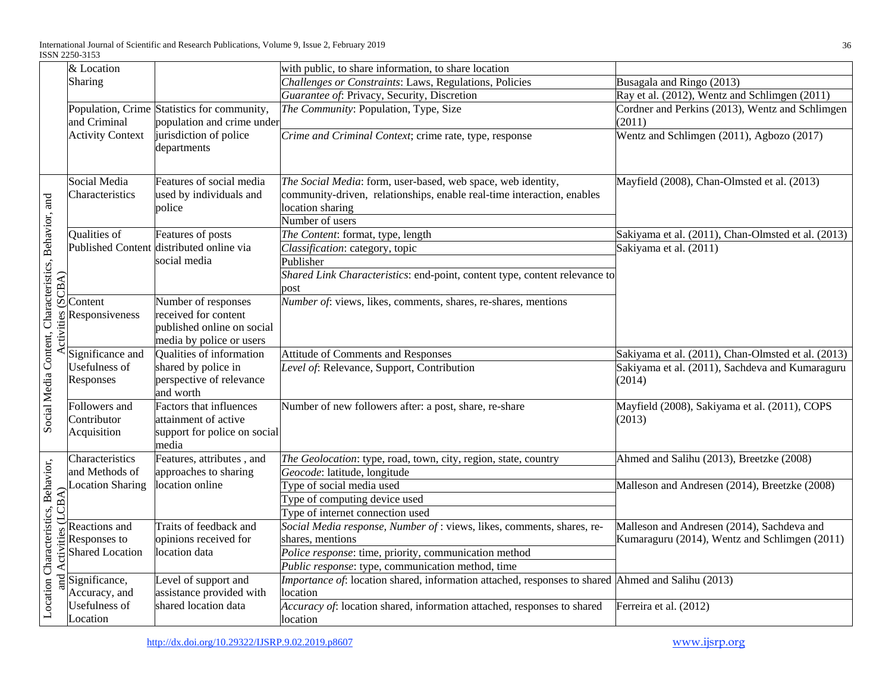| | | | | |
|---|---|---|---|---|
| | & Location Sharing | | with public, to share information, to share location | |
| | | | *Challenges or Constraints*: Laws, Regulations, Policies | Busagala and Ringo (2013) |
| | | | *Guarantee of*: Privacy, Security, Discretion | Ray et al. (2012), Wentz and Schlimgen (2011) |
| | Population, Crime and Criminal Activity Context | Statistics for community, population and crime under jurisdiction of police departments | *The Community*: Population, Type, Size | Cordner and Perkins (2013), Wentz and Schlimgen (2011) |
| | | | *Crime and Criminal Context*; crime rate, type, response | Wentz and Schlimgen (2011), Agbozo (2017) |
| Social Media Content, Characteristics, Behavior, and Activities (SCBA) | Social Media Characteristics | Features of social media used by individuals and police | *The Social Media*: form, user-based, web space, web identity, community-driven, relationships, enable real-time interaction, enables location sharing | Mayfield (2008), Chan-Olmsted et al. (2013) |
| | | | Number of users | |
| | Qualities of Published Content | Features of posts distributed online via social media | *The Content*: format, type, length | Sakiyama et al. (2011), Chan-Olmsted et al. (2013) |
| | | | *Classification*: category, topic | Sakiyama et al. (2011) |
| | | | Publisher | |
| | | | *Shared Link Characteristics*: end-point, content type, content relevance to post | |
| | Content Responsiveness | Number of responses received for content published online on social media by police or users | *Number of*: views, likes, comments, shares, re-shares, mentions | |
| | Significance and Usefulness of Responses | Qualities of information shared by police in perspective of relevance and worth | Attitude of Comments and Responses | Sakiyama et al. (2011), Chan-Olmsted et al. (2013) |
| | | | *Level of*: Relevance, Support, Contribution | Sakiyama et al. (2011), Sachdeva and Kumaraguru (2014) |
| | Followers and Contributor Acquisition | Factors that influences attainment of active support for police on social media | Number of new followers after: a post, share, re-share | Mayfield (2008), Sakiyama et al. (2011), COPS (2013) |
| Location Characteristics, Behavior, and Activities (LCBA) | Characteristics and Methods of Location Sharing | Features, attributes , and approaches to sharing location online | *The Geolocation*: type, road, town, city, region, state, country | Ahmed and Salihu (2013), Breetzke (2008) |
| | | | *Geocode*: latitude, longitude | |
| | | | Type of social media used | Malleson and Andresen (2014), Breetzke (2008) |
| | | | Type of computing device used | |
| | | | Type of internet connection used | |
| | Reactions and Responses to Shared Location | Traits of feedback and opinions received for location data | *Social Media response, Number of* : views, likes, comments, shares, re-shares, mentions | Malleson and Andresen (2014), Sachdeva and Kumaraguru (2014), Wentz and Schlimgen (2011) |
| | | | *Police response*: time, priority, communication method | |
| | | | *Public response*: type, communication method, time | |
| | Significance, Accuracy, and Usefulness of Location | Level of support and assistance provided with shared location data | *Importance of*: location shared, information attached, responses to shared location | Ahmed and Salihu (2013) |
| | | | *Accuracy of*: location shared, information attached, responses to shared location | Ferreira et al. (2012) |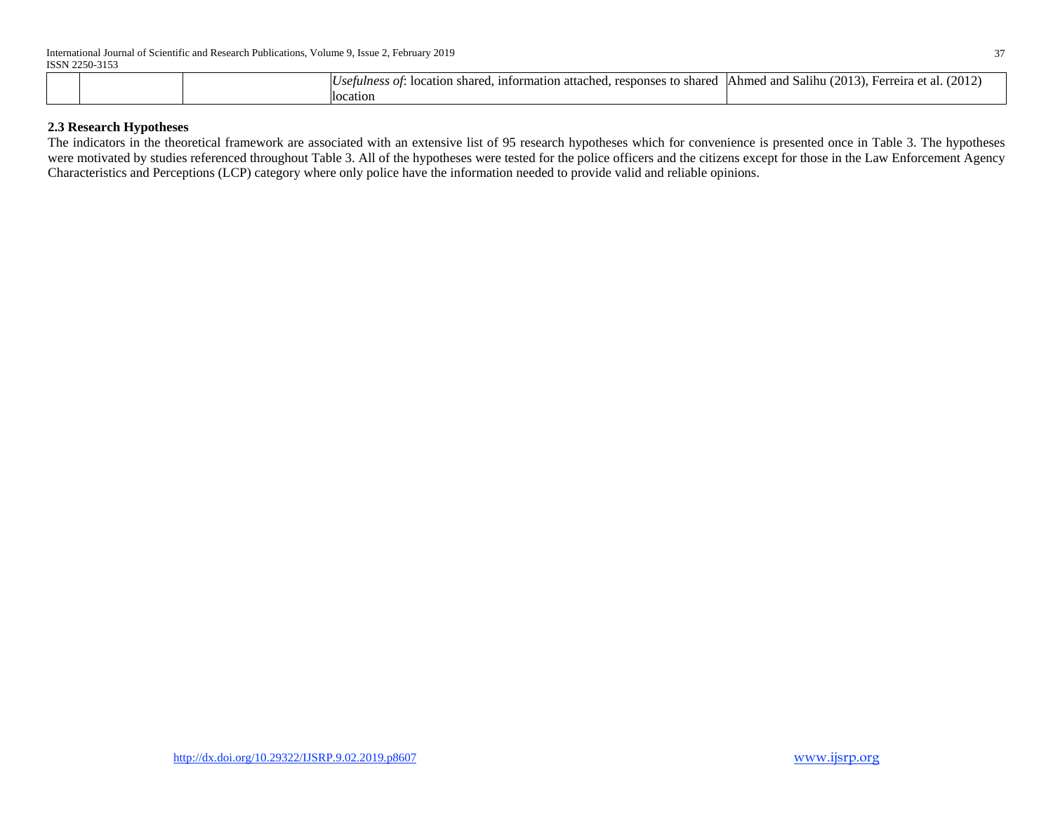|  |  |  | *Usefulness of*: location shared, information attached, responses to shared location | Ahmed and Salihu (2013), Ferreira et al. (2012) |
|---|---|---|---|---|

**2.3 Research Hypotheses**

The indicators in the theoretical framework are associated with an extensive list of 95 research hypotheses which for convenience is presented once in Table 3. The hypotheses were motivated by studies referenced throughout Table 3. All of the hypotheses were tested for the police officers and the citizens except for those in the Law Enforcement Agency Characteristics and Perceptions (LCP) category where only police have the information needed to provide valid and reliable opinions.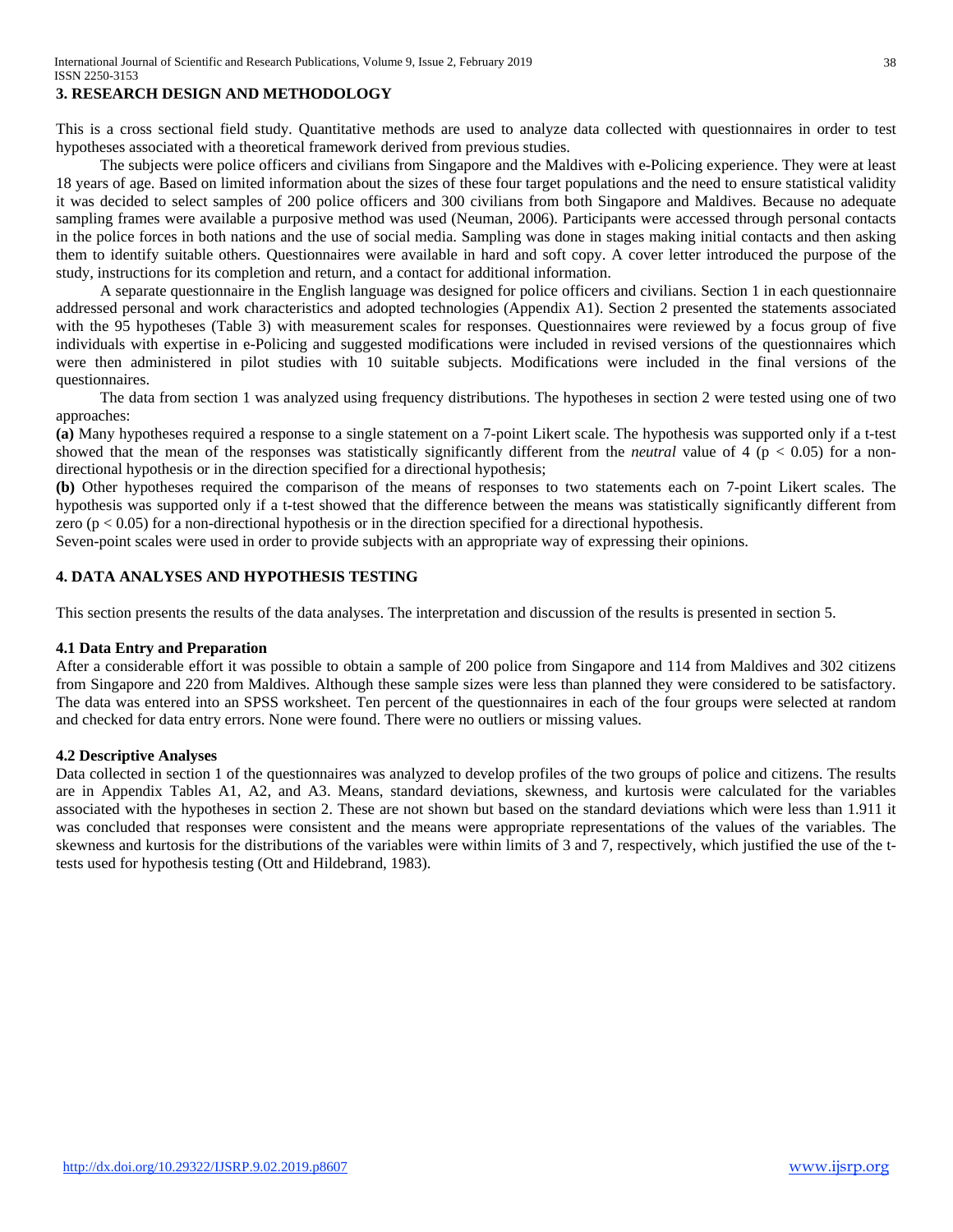## 3. RESEARCH DESIGN AND METHODOLOGY

This is a cross sectional field study. Quantitative methods are used to analyze data collected with questionnaires in order to test hypotheses associated with a theoretical framework derived from previous studies.

The subjects were police officers and civilians from Singapore and the Maldives with e-Policing experience. They were at least 18 years of age. Based on limited information about the sizes of these four target populations and the need to ensure statistical validity it was decided to select samples of 200 police officers and 300 civilians from both Singapore and Maldives. Because no adequate sampling frames were available a purposive method was used (Neuman, 2006). Participants were accessed through personal contacts in the police forces in both nations and the use of social media. Sampling was done in stages making initial contacts and then asking them to identify suitable others. Questionnaires were available in hard and soft copy. A cover letter introduced the purpose of the study, instructions for its completion and return, and a contact for additional information.

A separate questionnaire in the English language was designed for police officers and civilians. Section 1 in each questionnaire addressed personal and work characteristics and adopted technologies (Appendix A1). Section 2 presented the statements associated with the 95 hypotheses (Table 3) with measurement scales for responses. Questionnaires were reviewed by a focus group of five individuals with expertise in e-Policing and suggested modifications were included in revised versions of the questionnaires which were then administered in pilot studies with 10 suitable subjects. Modifications were included in the final versions of the questionnaires.

The data from section 1 was analyzed using frequency distributions. The hypotheses in section 2 were tested using one of two approaches:

**(a)** Many hypotheses required a response to a single statement on a 7-point Likert scale. The hypothesis was supported only if a t-test showed that the mean of the responses was statistically significantly different from the *neutral* value of 4 ($p < 0.05$) for a non-directional hypothesis or in the direction specified for a directional hypothesis;

**(b)** Other hypotheses required the comparison of the means of responses to two statements each on 7-point Likert scales. The hypothesis was supported only if a t-test showed that the difference between the means was statistically significantly different from zero ($p < 0.05$) for a non-directional hypothesis or in the direction specified for a directional hypothesis.

Seven-point scales were used in order to provide subjects with an appropriate way of expressing their opinions.

## 4. DATA ANALYSES AND HYPOTHESIS TESTING

This section presents the results of the data analyses. The interpretation and discussion of the results is presented in section 5.

### 4.1 Data Entry and Preparation

After a considerable effort it was possible to obtain a sample of 200 police from Singapore and 114 from Maldives and 302 citizens from Singapore and 220 from Maldives. Although these sample sizes were less than planned they were considered to be satisfactory. The data was entered into an SPSS worksheet. Ten percent of the questionnaires in each of the four groups were selected at random and checked for data entry errors. None were found. There were no outliers or missing values.

### 4.2 Descriptive Analyses

Data collected in section 1 of the questionnaires was analyzed to develop profiles of the two groups of police and citizens. The results are in Appendix Tables A1, A2, and A3. Means, standard deviations, skewness, and kurtosis were calculated for the variables associated with the hypotheses in section 2. These are not shown but based on the standard deviations which were less than 1.911 it was concluded that responses were consistent and the means were appropriate representations of the values of the variables. The skewness and kurtosis for the distributions of the variables were within limits of 3 and 7, respectively, which justified the use of the t-tests used for hypothesis testing (Ott and Hildebrand, 1983).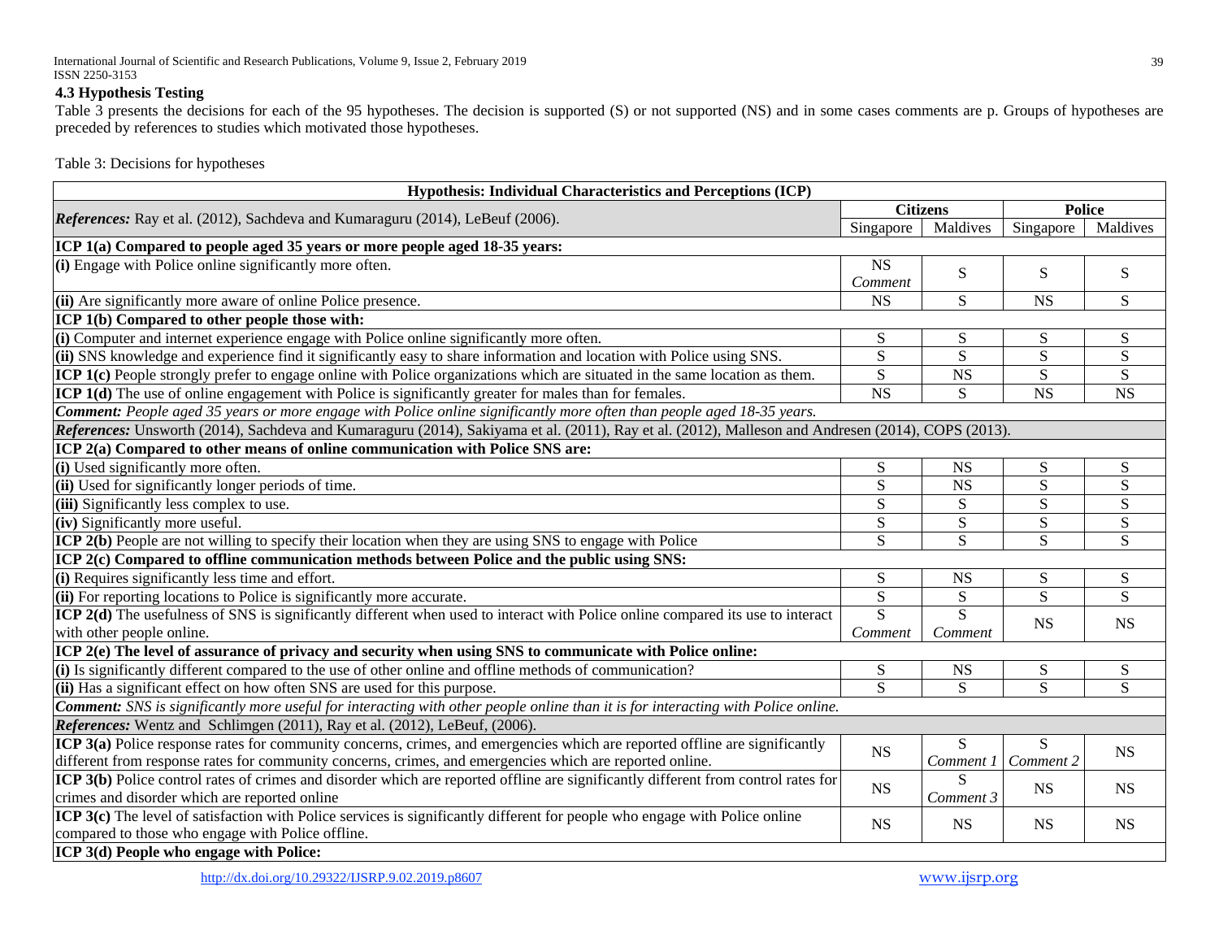### 4.3 Hypothesis Testing

Table 3 presents the decisions for each of the 95 hypotheses. The decision is supported (S) or not supported (NS) and in some cases comments are p. Groups of hypotheses are preceded by references to studies which motivated those hypotheses.

Table 3: Decisions for hypotheses

| **Hypothesis: Individual Characteristics and Perceptions (ICP)** | | | | |
|---|---|---|---|---|
| ***References:*** Ray et al. (2012), Sachdeva and Kumaraguru (2014), LeBeuf (2006). | **Citizens** | | **Police** | |
| | Singapore | Maldives | Singapore | Maldives |
| **ICP 1(a) Compared to people aged 35 years or more people aged 18-35 years:** | | | | |
| **(i)** Engage with Police online significantly more often. | NS *Comment* | S | S | S |
| **(ii)** Are significantly more aware of online Police presence. | NS | S | NS | S |
| **ICP 1(b) Compared to other people those with:** | | | | |
| **(i)** Computer and internet experience engage with Police online significantly more often. | S | S | S | S |
| **(ii)** SNS knowledge and experience find it significantly easy to share information and location with Police using SNS. | S | S | S | S |
| **ICP 1(c)** People strongly prefer to engage online with Police organizations which are situated in the same location as them. | S | NS | S | S |
| **ICP 1(d)** The use of online engagement with Police is significantly greater for males than for females. | NS | S | NS | NS |
| ***Comment:*** *People aged 35 years or more engage with Police online significantly more often than people aged 18-35 years.* | | | | |
| ***References:*** Unsworth (2014), Sachdeva and Kumaraguru (2014), Sakiyama et al. (2011), Ray et al. (2012), Malleson and Andresen (2014), COPS (2013). | | | | |
| **ICP 2(a) Compared to other means of online communication with Police SNS are:** | | | | |
| **(i)** Used significantly more often. | S | NS | S | S |
| **(ii)** Used for significantly longer periods of time. | S | NS | S | S |
| **(iii)** Significantly less complex to use. | S | S | S | S |
| **(iv)** Significantly more useful. | S | S | S | S |
| **ICP 2(b)** People are not willing to specify their location when they are using SNS to engage with Police | S | S | S | S |
| **ICP 2(c) Compared to offline communication methods between Police and the public using SNS:** | | | | |
| **(i)** Requires significantly less time and effort. | S | NS | S | S |
| **(ii)** For reporting locations to Police is significantly more accurate. | S | S | S | S |
| **ICP 2(d)** The usefulness of SNS is significantly different when used to interact with Police online compared its use to interact with other people online. | S *Comment* | S *Comment* | NS | NS |
| **ICP 2(e) The level of assurance of privacy and security when using SNS to communicate with Police online:** | | | | |
| **(i)** Is significantly different compared to the use of other online and offline methods of communication? | S | NS | S | S |
| **(ii)** Has a significant effect on how often SNS are used for this purpose. | S | S | S | S |
| ***Comment:*** *SNS is significantly more useful for interacting with other people online than it is for interacting with Police online.* | | | | |
| ***References:*** Wentz and Schlimgen (2011), Ray et al. (2012), LeBeuf, (2006). | | | | |
| **ICP 3(a)** Police response rates for community concerns, crimes, and emergencies which are reported offline are significantly different from response rates for community concerns, crimes, and emergencies which are reported online. | NS | S *Comment 1* | S *Comment 2* | NS |
| **ICP 3(b)** Police control rates of crimes and disorder which are reported offline are significantly different from control rates for crimes and disorder which are reported online | NS | S *Comment 3* | NS | NS |
| **ICP 3(c)** The level of satisfaction with Police services is significantly different for people who engage with Police online compared to those who engage with Police offline. | NS | NS | NS | NS |
| **ICP 3(d) People who engage with Police:** | | | | |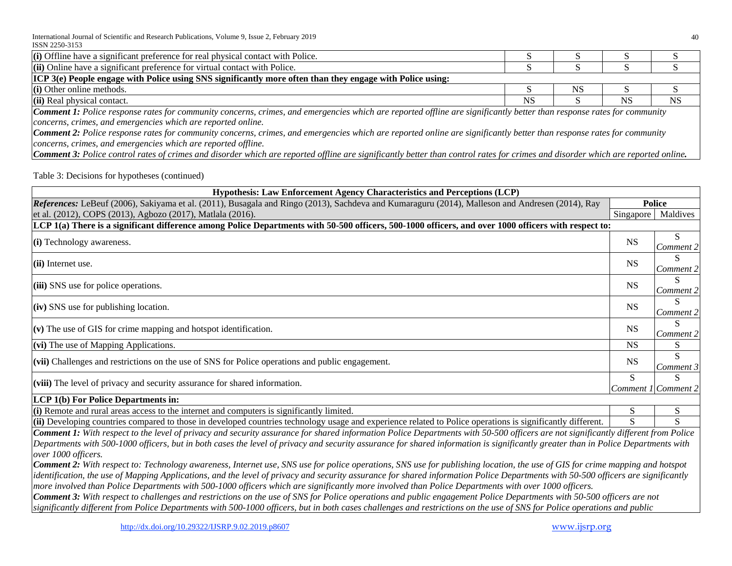| | | | | |
|---|---|---|---|---|
| **(i)** Offline have a significant preference for real physical contact with Police. | S | S | S | S |
| **(ii)** Online have a significant preference for virtual contact with Police. | S | S | S | S |
| **ICP 3(e) People engage with Police using SNS significantly more often than they engage with Police using:** | | | | |
| **(i)** Other online methods. | S | NS | S | S |
| **(ii)** Real physical contact. | NS | S | NS | NS |

***Comment 1:*** *Police response rates for community concerns, crimes, and emergencies which are reported offline are significantly better than response rates for community concerns, crimes, and emergencies which are reported online.*
***Comment 2:*** *Police response rates for community concerns, crimes, and emergencies which are reported online are significantly better than response rates for community concerns, crimes, and emergencies which are reported offline.*
***Comment 3:*** *Police control rates of crimes and disorder which are reported offline are significantly better than control rates for crimes and disorder which are reported online.*

Table 3: Decisions for hypotheses (continued)

| **Hypothesis: Law Enforcement Agency Characteristics and Perceptions (LCP)** | | |
|---|---|---|
| ***References:*** LeBeuf (2006), Sakiyama et al. (2011), Busagala and Ringo (2013), Sachdeva and Kumaraguru (2014), Malleson and Andresen (2014), Ray et al. (2012), COPS (2013), Agbozo (2017), Matlala (2016). | **Police** | |
| | Singapore | Maldives |
| **LCP 1(a) There is a significant difference among Police Departments with 50-500 officers, 500-1000 officers, and over 1000 officers with respect to:** | | |
| **(i)** Technology awareness. | NS | S *Comment 2* |
| **(ii)** Internet use. | NS | S *Comment 2* |
| **(iii)** SNS use for police operations. | NS | S *Comment 2* |
| **(iv)** SNS use for publishing location. | NS | S *Comment 2* |
| **(v)** The use of GIS for crime mapping and hotspot identification. | NS | S *Comment 2* |
| **(vi)** The use of Mapping Applications. | NS | S |
| **(vii)** Challenges and restrictions on the use of SNS for Police operations and public engagement. | NS | S *Comment 3* |
| **(viii)** The level of privacy and security assurance for shared information. | S *Comment 1* | S *Comment 2* |
| **LCP 1(b) For Police Departments in:** | | |
| **(i)** Remote and rural areas access to the internet and computers is significantly limited. | S | S |
| **(ii)** Developing countries compared to those in developed countries technology usage and experience related to Police operations is significantly different. | S | S |

***Comment 1:*** *With respect to the level of privacy and security assurance for shared information Police Departments with 50-500 officers are not significantly different from Police Departments with 500-1000 officers, but in both cases the level of privacy and security assurance for shared information is significantly greater than in Police Departments with over 1000 officers.*
***Comment 2:*** *With respect to: Technology awareness, Internet use, SNS use for police operations, SNS use for publishing location, the use of GIS for crime mapping and hotspot identification, the use of Mapping Applications, and the level of privacy and security assurance for shared information Police Departments with 50-500 officers are significantly more involved than Police Departments with 500-1000 officers which are significantly more involved than Police Departments with over 1000 officers.*
***Comment 3:*** *With respect to challenges and restrictions on the use of SNS for Police operations and public engagement Police Departments with 50-500 officers are not significantly different from Police Departments with 500-1000 officers, but in both cases challenges and restrictions on the use of SNS for Police operations and public*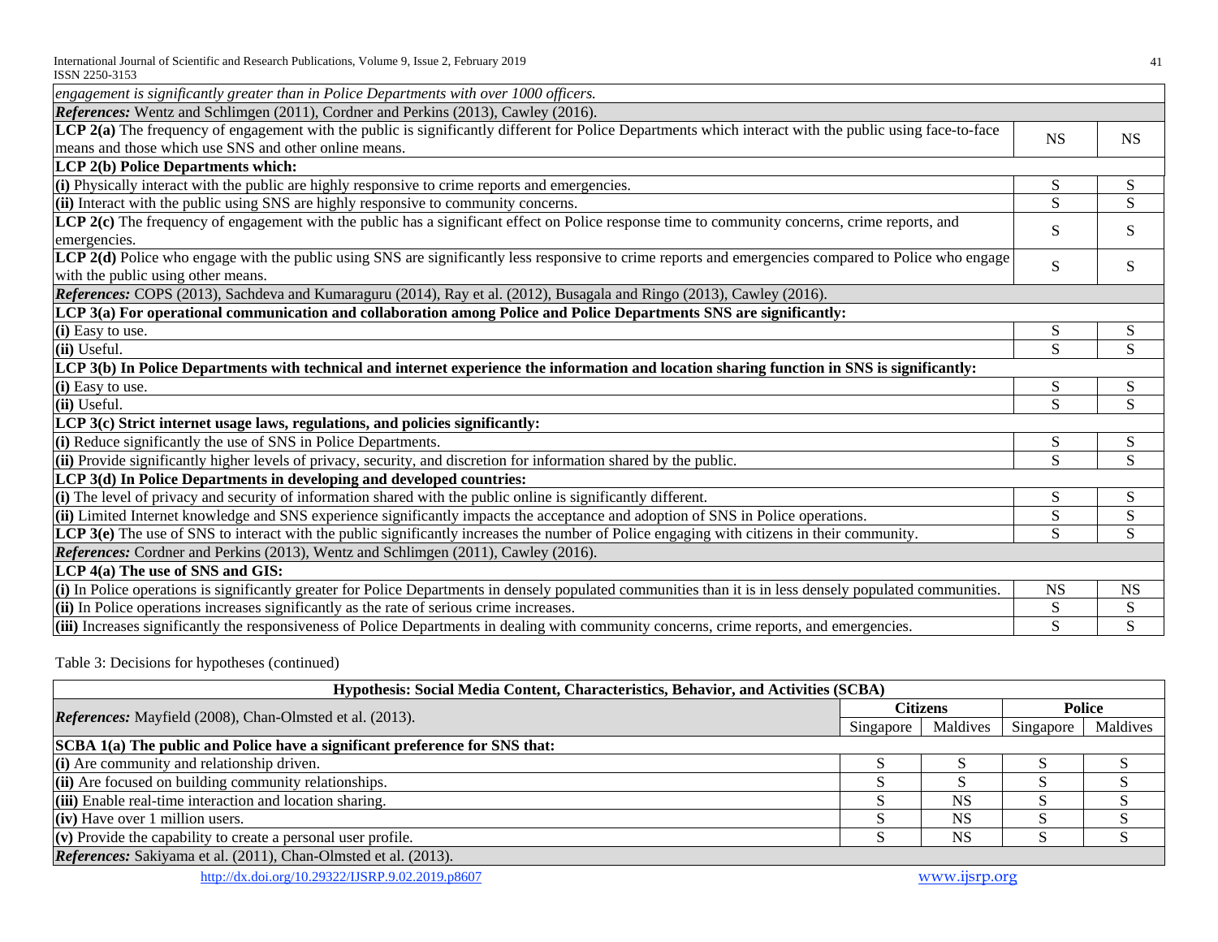| | | |
|---|---|---|
| *engagement is significantly greater than in Police Departments with over 1000 officers.* | | |
| ***References:*** Wentz and Schlimgen (2011), Cordner and Perkins (2013), Cawley (2016). | | |
| **LCP 2(a)** The frequency of engagement with the public is significantly different for Police Departments which interact with the public using face-to-face means and those which use SNS and other online means. | NS | NS |
| **LCP 2(b) Police Departments which:** | | |
| **(i)** Physically interact with the public are highly responsive to crime reports and emergencies. | S | S |
| **(ii)** Interact with the public using SNS are highly responsive to community concerns. | S | S |
| **LCP 2(c)** The frequency of engagement with the public has a significant effect on Police response time to community concerns, crime reports, and emergencies. | S | S |
| **LCP 2(d)** Police who engage with the public using SNS are significantly less responsive to crime reports and emergencies compared to Police who engage with the public using other means. | S | S |
| ***References:*** COPS (2013), Sachdeva and Kumaraguru (2014), Ray et al. (2012), Busagala and Ringo (2013), Cawley (2016). | | |
| **LCP 3(a) For operational communication and collaboration among Police and Police Departments SNS are significantly:** | | |
| **(i)** Easy to use. | S | S |
| **(ii)** Useful. | S | S |
| **LCP 3(b) In Police Departments with technical and internet experience the information and location sharing function in SNS is significantly:** | | |
| **(i)** Easy to use. | S | S |
| **(ii)** Useful. | S | S |
| **LCP 3(c) Strict internet usage laws, regulations, and policies significantly:** | | |
| **(i)** Reduce significantly the use of SNS in Police Departments. | S | S |
| **(ii)** Provide significantly higher levels of privacy, security, and discretion for information shared by the public. | S | S |
| **LCP 3(d) In Police Departments in developing and developed countries:** | | |
| **(i)** The level of privacy and security of information shared with the public online is significantly different. | S | S |
| **(ii)** Limited Internet knowledge and SNS experience significantly impacts the acceptance and adoption of SNS in Police operations. | S | S |
| **LCP 3(e)** The use of SNS to interact with the public significantly increases the number of Police engaging with citizens in their community. | S | S |
| ***References:*** Cordner and Perkins (2013), Wentz and Schlimgen (2011), Cawley (2016). | | |
| **LCP 4(a) The use of SNS and GIS:** | | |
| **(i)** In Police operations is significantly greater for Police Departments in densely populated communities than it is in less densely populated communities. | NS | NS |
| **(ii)** In Police operations increases significantly as the rate of serious crime increases. | S | S |
| **(iii)** Increases significantly the responsiveness of Police Departments in dealing with community concerns, crime reports, and emergencies. | S | S |

Table 3: Decisions for hypotheses (continued)

| **Hypothesis: Social Media Content, Characteristics, Behavior, and Activities (SCBA)** | | | | |
|---|---|---|---|---|
| ***References:*** Mayfield (2008), Chan-Olmsted et al. (2013). | **Citizens** | | **Police** | |
| | Singapore | Maldives | Singapore | Maldives |
| **SCBA 1(a) The public and Police have a significant preference for SNS that:** | | | | |
| **(i)** Are community and relationship driven. | S | S | S | S |
| **(ii)** Are focused on building community relationships. | S | S | S | S |
| **(iii)** Enable real-time interaction and location sharing. | S | NS | S | S |
| **(iv)** Have over 1 million users. | S | NS | S | S |
| **(v)** Provide the capability to create a personal user profile. | S | NS | S | S |
| ***References:*** Sakiyama et al. (2011), Chan-Olmsted et al. (2013). | | | | |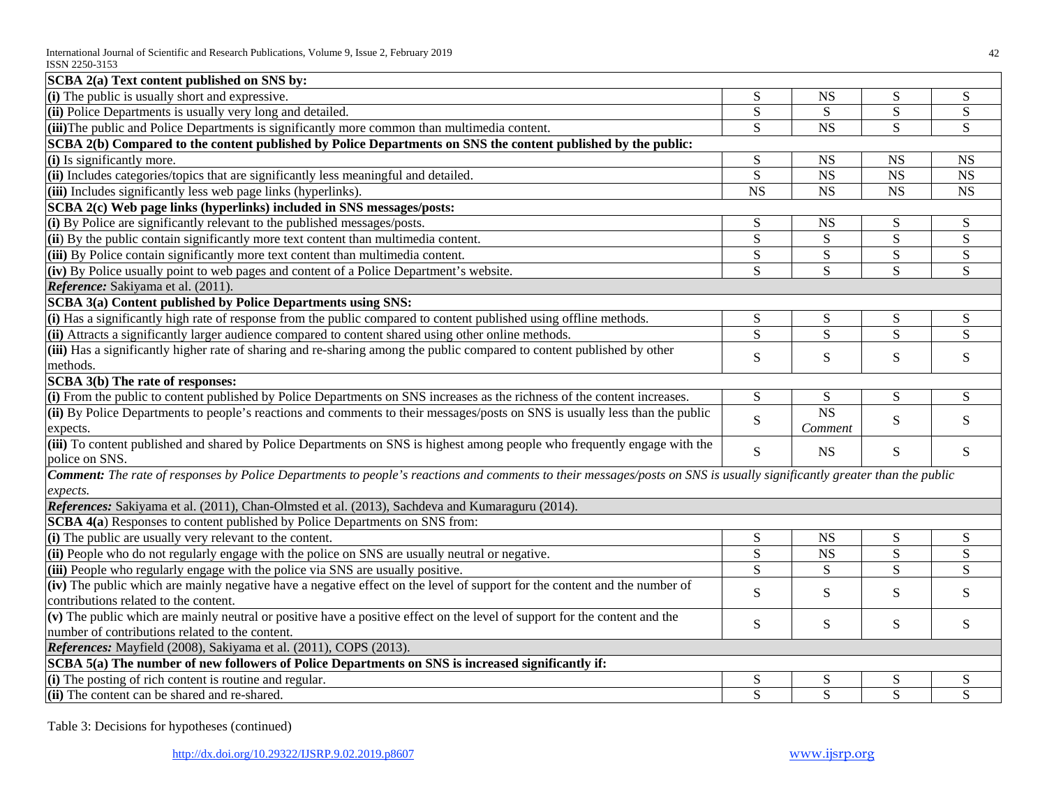| | | | | |
|---|---|---|---|---|
| **SCBA 2(a) Text content published on SNS by:** | | | | |
| **(i)** The public is usually short and expressive. | S | NS | S | S |
| **(ii)** Police Departments is usually very long and detailed. | S | S | S | S |
| **(iii)**The public and Police Departments is significantly more common than multimedia content. | S | NS | S | S |
| **SCBA 2(b) Compared to the content published by Police Departments on SNS the content published by the public:** | | | | |
| **(i)** Is significantly more. | S | NS | NS | NS |
| **(ii)** Includes categories/topics that are significantly less meaningful and detailed. | S | NS | NS | NS |
| **(iii)** Includes significantly less web page links (hyperlinks). | NS | NS | NS | NS |
| **SCBA 2(c) Web page links (hyperlinks) included in SNS messages/posts:** | | | | |
| **(i)** By Police are significantly relevant to the published messages/posts. | S | NS | S | S |
| **(ii)** By the public contain significantly more text content than multimedia content. | S | S | S | S |
| **(iii)** By Police contain significantly more text content than multimedia content. | S | S | S | S |
| **(iv)** By Police usually point to web pages and content of a Police Department's website. | S | S | S | S |
| ***Reference:*** Sakiyama et al. (2011). | | | | |
| **SCBA 3(a) Content published by Police Departments using SNS:** | | | | |
| **(i)** Has a significantly high rate of response from the public compared to content published using offline methods. | S | S | S | S |
| **(ii)** Attracts a significantly larger audience compared to content shared using other online methods. | S | S | S | S |
| **(iii)** Has a significantly higher rate of sharing and re-sharing among the public compared to content published by other methods. | S | S | S | S |
| **SCBA 3(b) The rate of responses:** | | | | |
| **(i)** From the public to content published by Police Departments on SNS increases as the richness of the content increases. | S | S | S | S |
| **(ii)** By Police Departments to people's reactions and comments to their messages/posts on SNS is usually less than the public expects. | S | NS *Comment* | S | S |
| **(iii)** To content published and shared by Police Departments on SNS is highest among people who frequently engage with the police on SNS. | S | NS | S | S |
| ***Comment:*** *The rate of responses by Police Departments to people's reactions and comments to their messages/posts on SNS is usually significantly greater than the public expects.* | | | | |
| ***References:*** Sakiyama et al. (2011), Chan-Olmsted et al. (2013), Sachdeva and Kumaraguru (2014). | | | | |
| **SCBA 4(a)** Responses to content published by Police Departments on SNS from: | | | | |
| **(i)** The public are usually very relevant to the content. | S | NS | S | S |
| **(ii)** People who do not regularly engage with the police on SNS are usually neutral or negative. | S | NS | S | S |
| **(iii)** People who regularly engage with the police via SNS are usually positive. | S | S | S | S |
| **(iv)** The public which are mainly negative have a negative effect on the level of support for the content and the number of contributions related to the content. | S | S | S | S |
| **(v)** The public which are mainly neutral or positive have a positive effect on the level of support for the content and the number of contributions related to the content. | S | S | S | S |
| ***References:*** Mayfield (2008), Sakiyama et al. (2011), COPS (2013). | | | | |
| **SCBA 5(a) The number of new followers of Police Departments on SNS is increased significantly if:** | | | | |
| **(i)** The posting of rich content is routine and regular. | S | S | S | S |
| **(ii)** The content can be shared and re-shared. | S | S | S | S |

Table 3: Decisions for hypotheses (continued)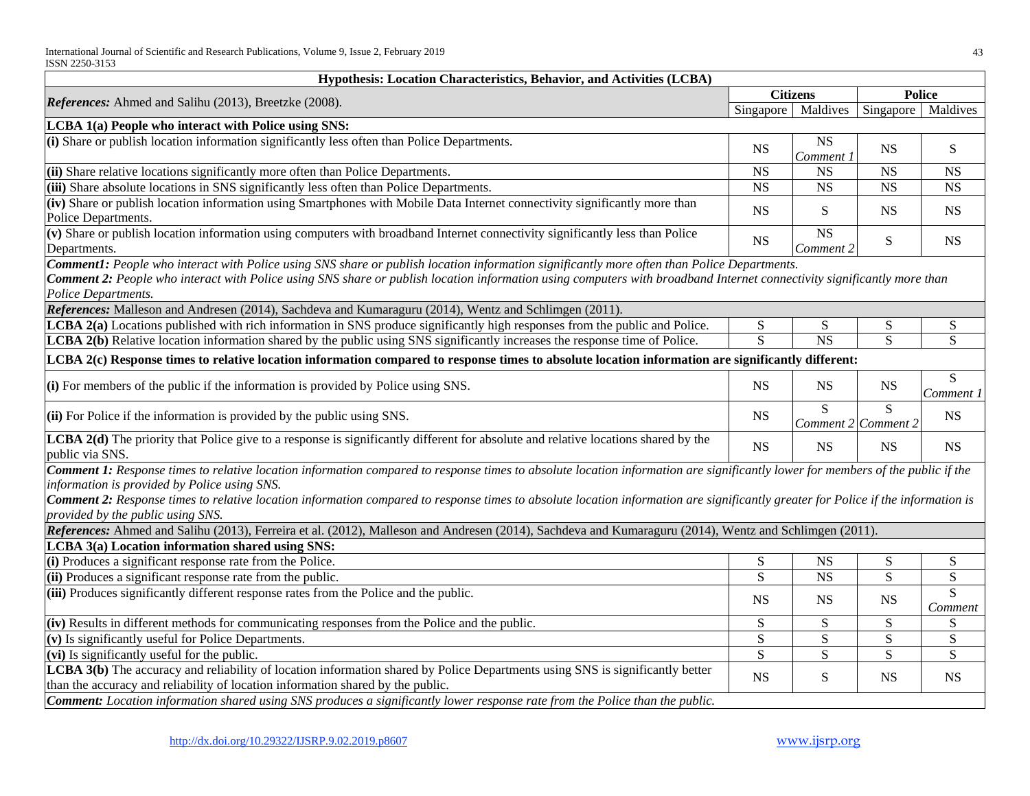| **Hypothesis: Location Characteristics, Behavior, and Activities (LCBA)** | | | | |
|---|---|---|---|---|
| ***References:*** Ahmed and Salihu (2013), Breetzke (2008). | **Citizens** | | **Police** | |
| | Singapore | Maldives | Singapore | Maldives |
| **LCBA 1(a) People who interact with Police using SNS:** | | | | |
| **(i)** Share or publish location information significantly less often than Police Departments. | NS | NS *Comment 1* | NS | S |
| **(ii)** Share relative locations significantly more often than Police Departments. | NS | NS | NS | NS |
| **(iii)** Share absolute locations in SNS significantly less often than Police Departments. | NS | NS | NS | NS |
| **(iv)** Share or publish location information using Smartphones with Mobile Data Internet connectivity significantly more than Police Departments. | NS | S | NS | NS |
| **(v)** Share or publish location information using computers with broadband Internet connectivity significantly less than Police Departments. | NS | NS *Comment 2* | S | NS |
| ***Comment1:*** *People who interact with Police using SNS share or publish location information significantly more often than Police Departments.* ***Comment 2:*** *People who interact with Police using SNS share or publish location information using computers with broadband Internet connectivity significantly more than Police Departments.* | | | | |
| ***References:*** Malleson and Andresen (2014), Sachdeva and Kumaraguru (2014), Wentz and Schlimgen (2011). | | | | |
| **LCBA 2(a)** Locations published with rich information in SNS produce significantly high responses from the public and Police. | S | S | S | S |
| **LCBA 2(b)** Relative location information shared by the public using SNS significantly increases the response time of Police. | S | NS | S | S |
| **LCBA 2(c) Response times to relative location information compared to response times to absolute location information are significantly different:** | | | | |
| **(i)** For members of the public if the information is provided by Police using SNS. | NS | NS | NS | S *Comment 1* |
| **(ii)** For Police if the information is provided by the public using SNS. | NS | S *Comment 2* | S *Comment 2* | NS |
| **LCBA 2(d)** The priority that Police give to a response is significantly different for absolute and relative locations shared by the public via SNS. | NS | NS | NS | NS |
| ***Comment 1:*** *Response times to relative location information compared to response times to absolute location information are significantly lower for members of the public if the information is provided by Police using SNS.* ***Comment 2:*** *Response times to relative location information compared to response times to absolute location information are significantly greater for Police if the information is provided by the public using SNS.* | | | | |
| ***References:*** Ahmed and Salihu (2013), Ferreira et al. (2012), Malleson and Andresen (2014), Sachdeva and Kumaraguru (2014), Wentz and Schlimgen (2011). | | | | |
| **LCBA 3(a) Location information shared using SNS:** | | | | |
| **(i)** Produces a significant response rate from the Police. | S | NS | S | S |
| **(ii)** Produces a significant response rate from the public. | S | NS | S | S |
| **(iii)** Produces significantly different response rates from the Police and the public. | NS | NS | NS | S *Comment* |
| **(iv)** Results in different methods for communicating responses from the Police and the public. | S | S | S | S |
| **(v)** Is significantly useful for Police Departments. | S | S | S | S |
| **(vi)** Is significantly useful for the public. | S | S | S | S |
| **LCBA 3(b)** The accuracy and reliability of location information shared by Police Departments using SNS is significantly better than the accuracy and reliability of location information shared by the public. | NS | S | NS | NS |
| ***Comment:*** *Location information shared using SNS produces a significantly lower response rate from the Police than the public.* | | | | |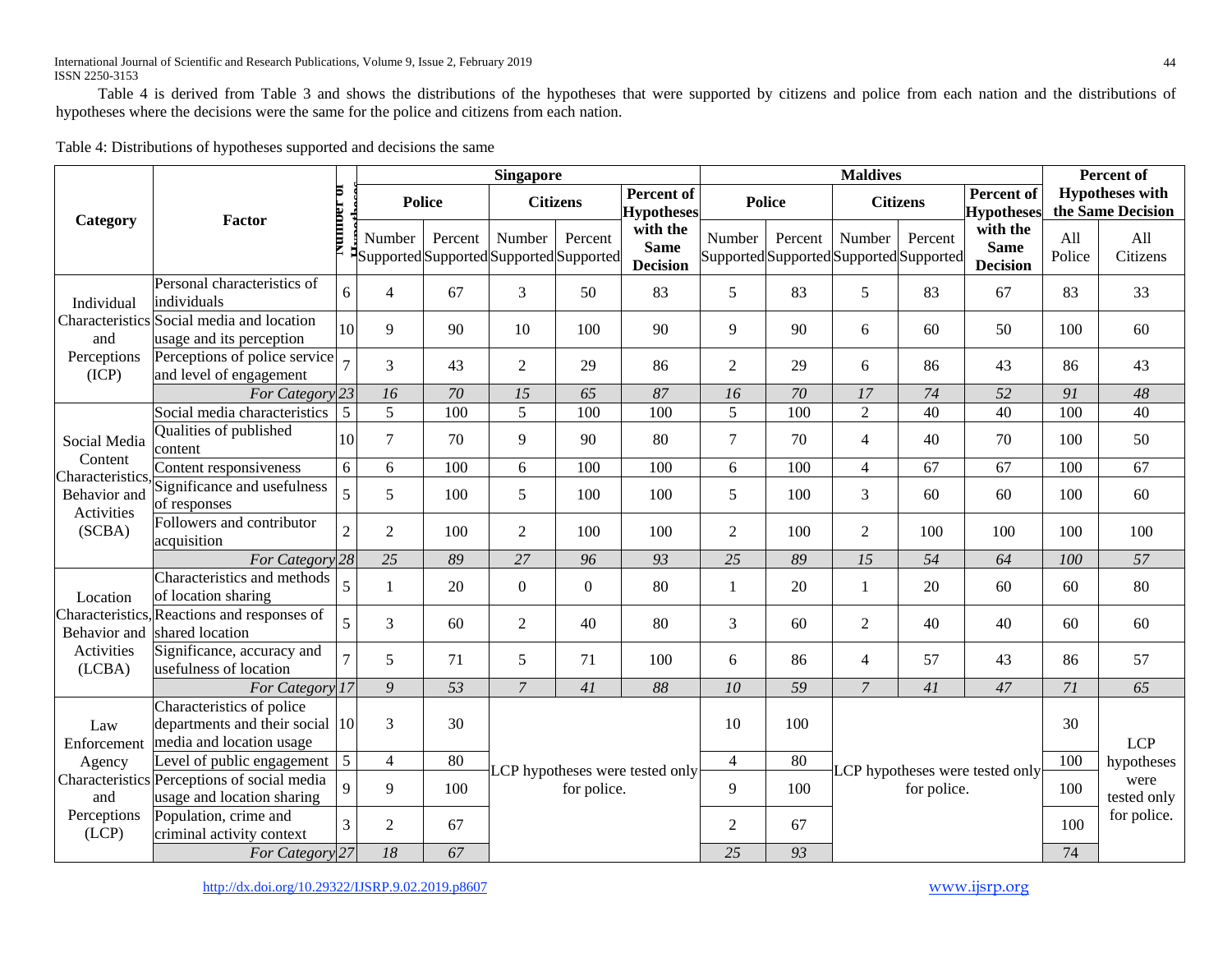Table 4 is derived from Table 3 and shows the distributions of the hypotheses that were supported by citizens and police from each nation and the distributions of hypotheses where the decisions were the same for the police and citizens from each nation.

Table 4: Distributions of hypotheses supported and decisions the same

| Category | Factor | Number of Hypotheses | Singapore | | | | | Maldives | | | | | Percent of Hypotheses with the Same Decision | |
|---|---|---|---|---|---|---|---|---|---|---|---|---|---|---|
| | | | Police | | Citizens | | Percent of Hypotheses with the Same Decision | Police | | Citizens | | Percent of Hypotheses with the Same Decision | | |
| | | | Number Supported | Percent Supported | Number Supported | Percent Supported | | Number Supported | Percent Supported | Number Supported | Percent Supported | | All Police | All Citizens |
| Individual Characteristics and Perceptions (ICP) | Personal characteristics of individuals | 6 | 4 | 67 | 3 | 50 | 83 | 5 | 83 | 5 | 83 | 67 | 83 | 33 |
| | Social media and location usage and its perception | 10 | 9 | 90 | 10 | 100 | 90 | 9 | 90 | 6 | 60 | 50 | 100 | 60 |
| | Perceptions of police service and level of engagement | 7 | 3 | 43 | 2 | 29 | 86 | 2 | 29 | 6 | 86 | 43 | 86 | 43 |
| | *For Category* | *23* | *16* | *70* | *15* | *65* | *87* | *16* | *70* | *17* | *74* | *52* | *91* | *48* |
| Social Media Content Characteristics, Behavior and Activities (SCBA) | Social media characteristics | 5 | 5 | 100 | 5 | 100 | 100 | 5 | 100 | 2 | 40 | 40 | 100 | 40 |
| | Qualities of published content | 10 | 7 | 70 | 9 | 90 | 80 | 7 | 70 | 4 | 40 | 70 | 100 | 50 |
| | Content responsiveness | 6 | 6 | 100 | 6 | 100 | 100 | 6 | 100 | 4 | 67 | 67 | 100 | 67 |
| | Significance and usefulness of responses | 5 | 5 | 100 | 5 | 100 | 100 | 5 | 100 | 3 | 60 | 60 | 100 | 60 |
| | Followers and contributor acquisition | 2 | 2 | 100 | 2 | 100 | 100 | 2 | 100 | 2 | 100 | 100 | 100 | 100 |
| | *For Category* | *28* | *25* | *89* | *27* | *96* | *93* | *25* | *89* | *15* | *54* | *64* | *100* | *57* |
| Location Characteristics, Behavior and Activities (LCBA) | Characteristics and methods of location sharing | 5 | 1 | 20 | 0 | 0 | 80 | 1 | 20 | 1 | 20 | 60 | 60 | 80 |
| | Reactions and responses of shared location | 5 | 3 | 60 | 2 | 40 | 80 | 3 | 60 | 2 | 40 | 40 | 60 | 60 |
| | Significance, accuracy and usefulness of location | 7 | 5 | 71 | 5 | 71 | 100 | 6 | 86 | 4 | 57 | 43 | 86 | 57 |
| | *For Category* | *17* | *9* | *53* | *7* | *41* | *88* | *10* | *59* | *7* | *41* | *47* | *71* | *65* |
| Law Enforcement Agency Characteristics and Perceptions (LCP) | Characteristics of police departments and their social media and location usage | 10 | 3 | 30 | LCP hypotheses were tested only for police. | | | 10 | 100 | LCP hypotheses were tested only for police. | | | 30 | LCP hypotheses were tested only for police. |
| | Level of public engagement | 5 | 4 | 80 | | | | 4 | 80 | | | | 100 | |
| | Perceptions of social media usage and location sharing | 9 | 9 | 100 | | | | 9 | 100 | | | | 100 | |
| | Population, crime and criminal activity context | 3 | 2 | 67 | | | | 2 | 67 | | | | 100 | |
| | *For Category* | *27* | *18* | *67* | | | | *25* | *93* | | | | 74 | |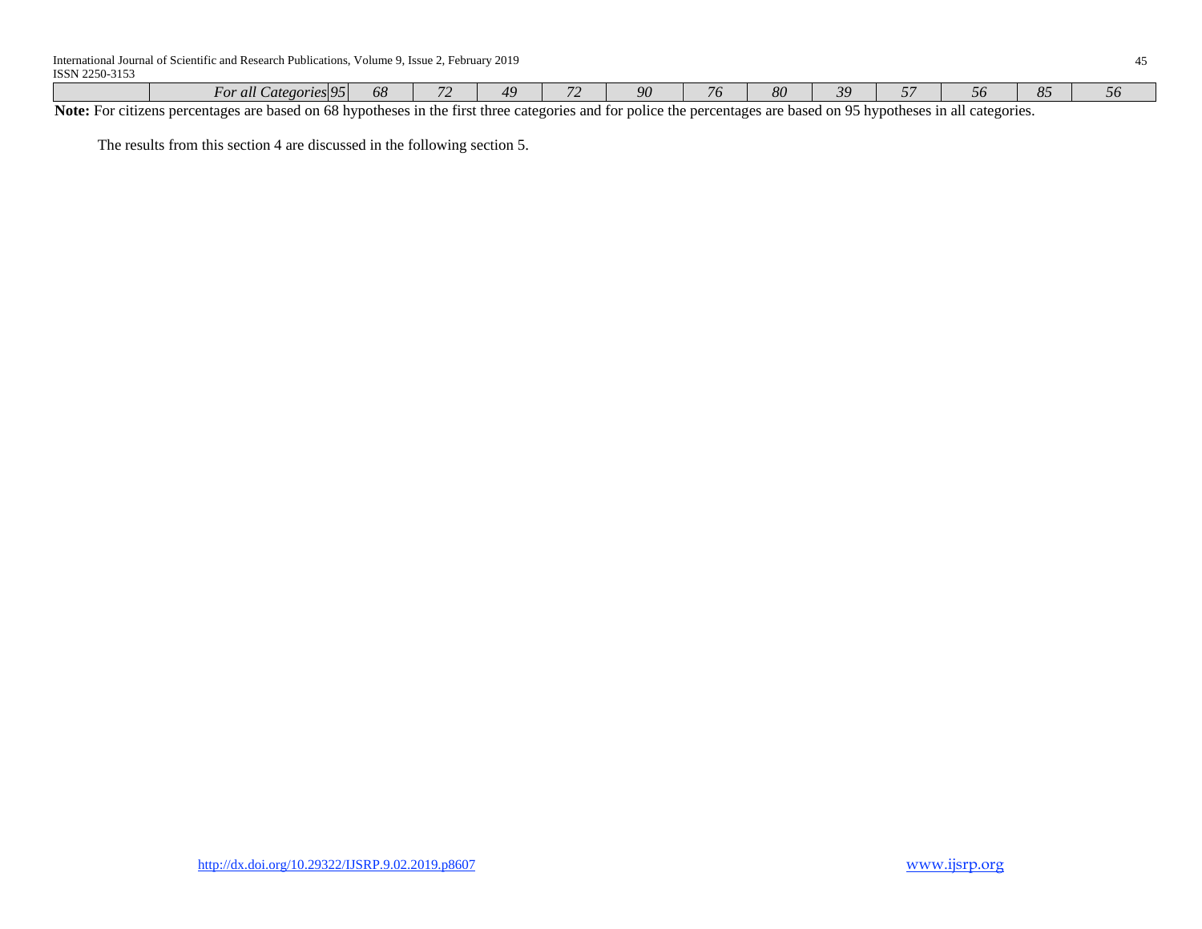| | *For all Categories* | *95* | *68* | *72* | *49* | *72* | *90* | *76* | *80* | *39* | *57* | *56* | *85* | *56* |
|---|---|---|---|---|---|---|---|---|---|---|---|---|---|---|

**Note:** For citizens percentages are based on 68 hypotheses in the first three categories and for police the percentages are based on 95 hypotheses in all categories.

The results from this section 4 are discussed in the following section 5.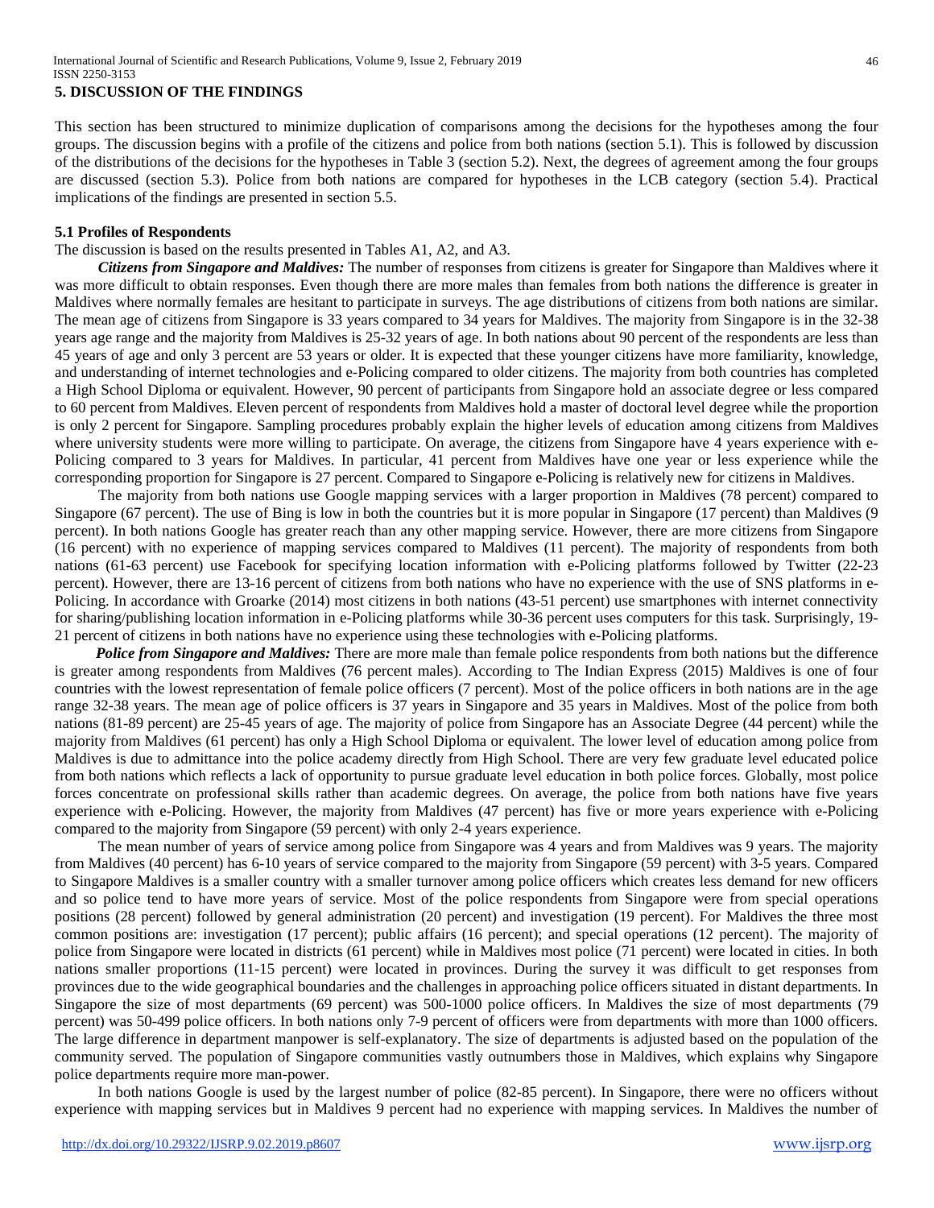## 5. DISCUSSION OF THE FINDINGS

This section has been structured to minimize duplication of comparisons among the decisions for the hypotheses among the four groups. The discussion begins with a profile of the citizens and police from both nations (section 5.1). This is followed by discussion of the distributions of the decisions for the hypotheses in Table 3 (section 5.2). Next, the degrees of agreement among the four groups are discussed (section 5.3). Police from both nations are compared for hypotheses in the LCB category (section 5.4). Practical implications of the findings are presented in section 5.5.

### 5.1 Profiles of Respondents

The discussion is based on the results presented in Tables A1, A2, and A3.

***Citizens from Singapore and Maldives:*** The number of responses from citizens is greater for Singapore than Maldives where it was more difficult to obtain responses. Even though there are more males than females from both nations the difference is greater in Maldives where normally females are hesitant to participate in surveys. The age distributions of citizens from both nations are similar. The mean age of citizens from Singapore is 33 years compared to 34 years for Maldives. The majority from Singapore is in the 32-38 years age range and the majority from Maldives is 25-32 years of age. In both nations about 90 percent of the respondents are less than 45 years of age and only 3 percent are 53 years or older. It is expected that these younger citizens have more familiarity, knowledge, and understanding of internet technologies and e-Policing compared to older citizens. The majority from both countries has completed a High School Diploma or equivalent. However, 90 percent of participants from Singapore hold an associate degree or less compared to 60 percent from Maldives. Eleven percent of respondents from Maldives hold a master of doctoral level degree while the proportion is only 2 percent for Singapore. Sampling procedures probably explain the higher levels of education among citizens from Maldives where university students were more willing to participate. On average, the citizens from Singapore have 4 years experience with e-Policing compared to 3 years for Maldives. In particular, 41 percent from Maldives have one year or less experience while the corresponding proportion for Singapore is 27 percent. Compared to Singapore e-Policing is relatively new for citizens in Maldives.

The majority from both nations use Google mapping services with a larger proportion in Maldives (78 percent) compared to Singapore (67 percent). The use of Bing is low in both the countries but it is more popular in Singapore (17 percent) than Maldives (9 percent). In both nations Google has greater reach than any other mapping service. However, there are more citizens from Singapore (16 percent) with no experience of mapping services compared to Maldives (11 percent). The majority of respondents from both nations (61-63 percent) use Facebook for specifying location information with e-Policing platforms followed by Twitter (22-23 percent). However, there are 13-16 percent of citizens from both nations who have no experience with the use of SNS platforms in e-Policing. In accordance with Groarke (2014) most citizens in both nations (43-51 percent) use smartphones with internet connectivity for sharing/publishing location information in e-Policing platforms while 30-36 percent uses computers for this task. Surprisingly, 19-21 percent of citizens in both nations have no experience using these technologies with e-Policing platforms.

***Police from Singapore and Maldives:*** There are more male than female police respondents from both nations but the difference is greater among respondents from Maldives (76 percent males). According to The Indian Express (2015) Maldives is one of four countries with the lowest representation of female police officers (7 percent). Most of the police officers in both nations are in the age range 32-38 years. The mean age of police officers is 37 years in Singapore and 35 years in Maldives. Most of the police from both nations (81-89 percent) are 25-45 years of age. The majority of police from Singapore has an Associate Degree (44 percent) while the majority from Maldives (61 percent) has only a High School Diploma or equivalent. The lower level of education among police from Maldives is due to admittance into the police academy directly from High School. There are very few graduate level educated police from both nations which reflects a lack of opportunity to pursue graduate level education in both police forces. Globally, most police forces concentrate on professional skills rather than academic degrees. On average, the police from both nations have five years experience with e-Policing. However, the majority from Maldives (47 percent) has five or more years experience with e-Policing compared to the majority from Singapore (59 percent) with only 2-4 years experience.

The mean number of years of service among police from Singapore was 4 years and from Maldives was 9 years. The majority from Maldives (40 percent) has 6-10 years of service compared to the majority from Singapore (59 percent) with 3-5 years. Compared to Singapore Maldives is a smaller country with a smaller turnover among police officers which creates less demand for new officers and so police tend to have more years of service. Most of the police respondents from Singapore were from special operations positions (28 percent) followed by general administration (20 percent) and investigation (19 percent). For Maldives the three most common positions are: investigation (17 percent); public affairs (16 percent); and special operations (12 percent). The majority of police from Singapore were located in districts (61 percent) while in Maldives most police (71 percent) were located in cities. In both nations smaller proportions (11-15 percent) were located in provinces. During the survey it was difficult to get responses from provinces due to the wide geographical boundaries and the challenges in approaching police officers situated in distant departments. In Singapore the size of most departments (69 percent) was 500-1000 police officers. In Maldives the size of most departments (79 percent) was 50-499 police officers. In both nations only 7-9 percent of officers were from departments with more than 1000 officers. The large difference in department manpower is self-explanatory. The size of departments is adjusted based on the population of the community served. The population of Singapore communities vastly outnumbers those in Maldives, which explains why Singapore police departments require more man-power.

In both nations Google is used by the largest number of police (82-85 percent). In Singapore, there were no officers without experience with mapping services but in Maldives 9 percent had no experience with mapping services. In Maldives the number of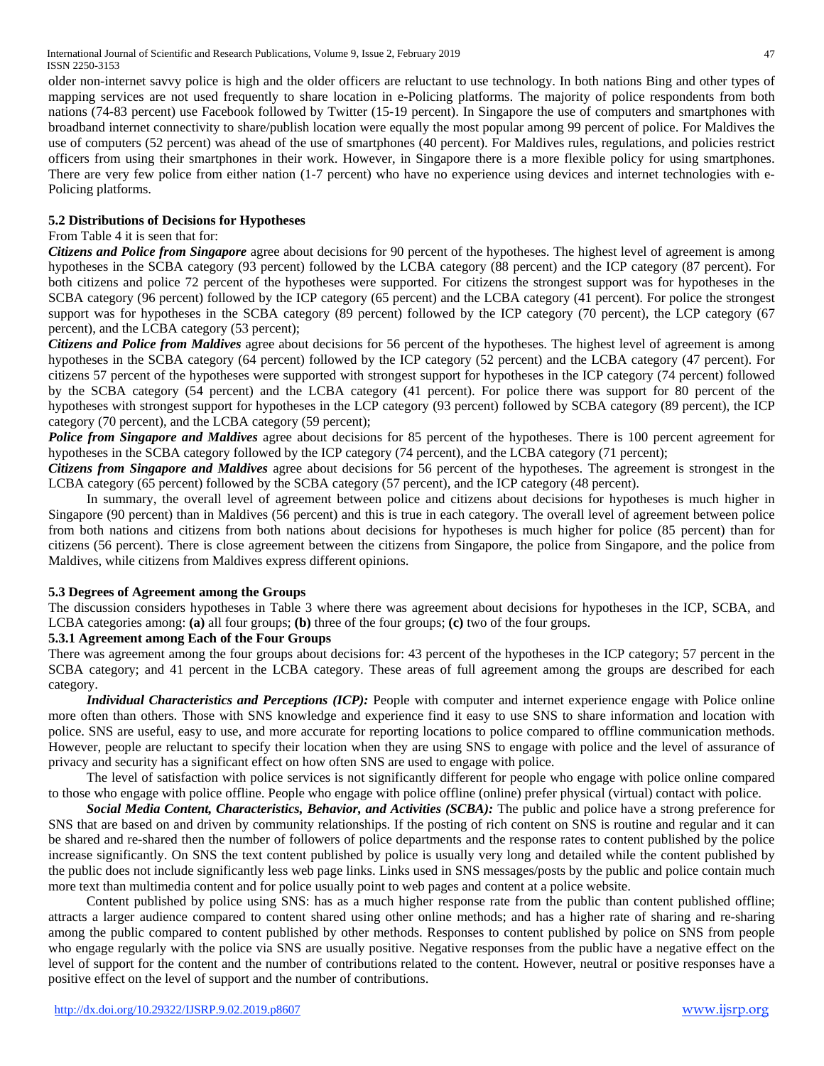older non-internet savvy police is high and the older officers are reluctant to use technology. In both nations Bing and other types of mapping services are not used frequently to share location in e-Policing platforms. The majority of police respondents from both nations (74-83 percent) use Facebook followed by Twitter (15-19 percent). In Singapore the use of computers and smartphones with broadband internet connectivity to share/publish location were equally the most popular among 99 percent of police. For Maldives the use of computers (52 percent) was ahead of the use of smartphones (40 percent). For Maldives rules, regulations, and policies restrict officers from using their smartphones in their work. However, in Singapore there is a more flexible policy for using smartphones. There are very few police from either nation (1-7 percent) who have no experience using devices and internet technologies with e-Policing platforms.

### 5.2 Distributions of Decisions for Hypotheses

From Table 4 it is seen that for:

***Citizens and Police from Singapore*** agree about decisions for 90 percent of the hypotheses. The highest level of agreement is among hypotheses in the SCBA category (93 percent) followed by the LCBA category (88 percent) and the ICP category (87 percent). For both citizens and police 72 percent of the hypotheses were supported. For citizens the strongest support was for hypotheses in the SCBA category (96 percent) followed by the ICP category (65 percent) and the LCBA category (41 percent). For police the strongest support was for hypotheses in the SCBA category (89 percent) followed by the ICP category (70 percent), the LCP category (67 percent), and the LCBA category (53 percent);

***Citizens and Police from Maldives*** agree about decisions for 56 percent of the hypotheses. The highest level of agreement is among hypotheses in the SCBA category (64 percent) followed by the ICP category (52 percent) and the LCBA category (47 percent). For citizens 57 percent of the hypotheses were supported with strongest support for hypotheses in the ICP category (74 percent) followed by the SCBA category (54 percent) and the LCBA category (41 percent). For police there was support for 80 percent of the hypotheses with strongest support for hypotheses in the LCP category (93 percent) followed by SCBA category (89 percent), the ICP category (70 percent), and the LCBA category (59 percent);

***Police from Singapore and Maldives*** agree about decisions for 85 percent of the hypotheses. There is 100 percent agreement for hypotheses in the SCBA category followed by the ICP category (74 percent), and the LCBA category (71 percent);

***Citizens from Singapore and Maldives*** agree about decisions for 56 percent of the hypotheses. The agreement is strongest in the LCBA category (65 percent) followed by the SCBA category (57 percent), and the ICP category (48 percent).

In summary, the overall level of agreement between police and citizens about decisions for hypotheses is much higher in Singapore (90 percent) than in Maldives (56 percent) and this is true in each category. The overall level of agreement between police from both nations and citizens from both nations about decisions for hypotheses is much higher for police (85 percent) than for citizens (56 percent). There is close agreement between the citizens from Singapore, the police from Singapore, and the police from Maldives, while citizens from Maldives express different opinions.

### 5.3 Degrees of Agreement among the Groups

The discussion considers hypotheses in Table 3 where there was agreement about decisions for hypotheses in the ICP, SCBA, and LCBA categories among: **(a)** all four groups; **(b)** three of the four groups; **(c)** two of the four groups.

#### 5.3.1 Agreement among Each of the Four Groups

There was agreement among the four groups about decisions for: 43 percent of the hypotheses in the ICP category; 57 percent in the SCBA category; and 41 percent in the LCBA category. These areas of full agreement among the groups are described for each category.

***Individual Characteristics and Perceptions (ICP):*** People with computer and internet experience engage with Police online more often than others. Those with SNS knowledge and experience find it easy to use SNS to share information and location with police. SNS are useful, easy to use, and more accurate for reporting locations to police compared to offline communication methods. However, people are reluctant to specify their location when they are using SNS to engage with police and the level of assurance of privacy and security has a significant effect on how often SNS are used to engage with police.

The level of satisfaction with police services is not significantly different for people who engage with police online compared to those who engage with police offline. People who engage with police offline (online) prefer physical (virtual) contact with police.

***Social Media Content, Characteristics, Behavior, and Activities (SCBA):*** The public and police have a strong preference for SNS that are based on and driven by community relationships. If the posting of rich content on SNS is routine and regular and it can be shared and re-shared then the number of followers of police departments and the response rates to content published by the police increase significantly. On SNS the text content published by police is usually very long and detailed while the content published by the public does not include significantly less web page links. Links used in SNS messages/posts by the public and police contain much more text than multimedia content and for police usually point to web pages and content at a police website.

Content published by police using SNS: has as a much higher response rate from the public than content published offline; attracts a larger audience compared to content shared using other online methods; and has a higher rate of sharing and re-sharing among the public compared to content published by other methods. Responses to content published by police on SNS from people who engage regularly with the police via SNS are usually positive. Negative responses from the public have a negative effect on the level of support for the content and the number of contributions related to the content. However, neutral or positive responses have a positive effect on the level of support and the number of contributions.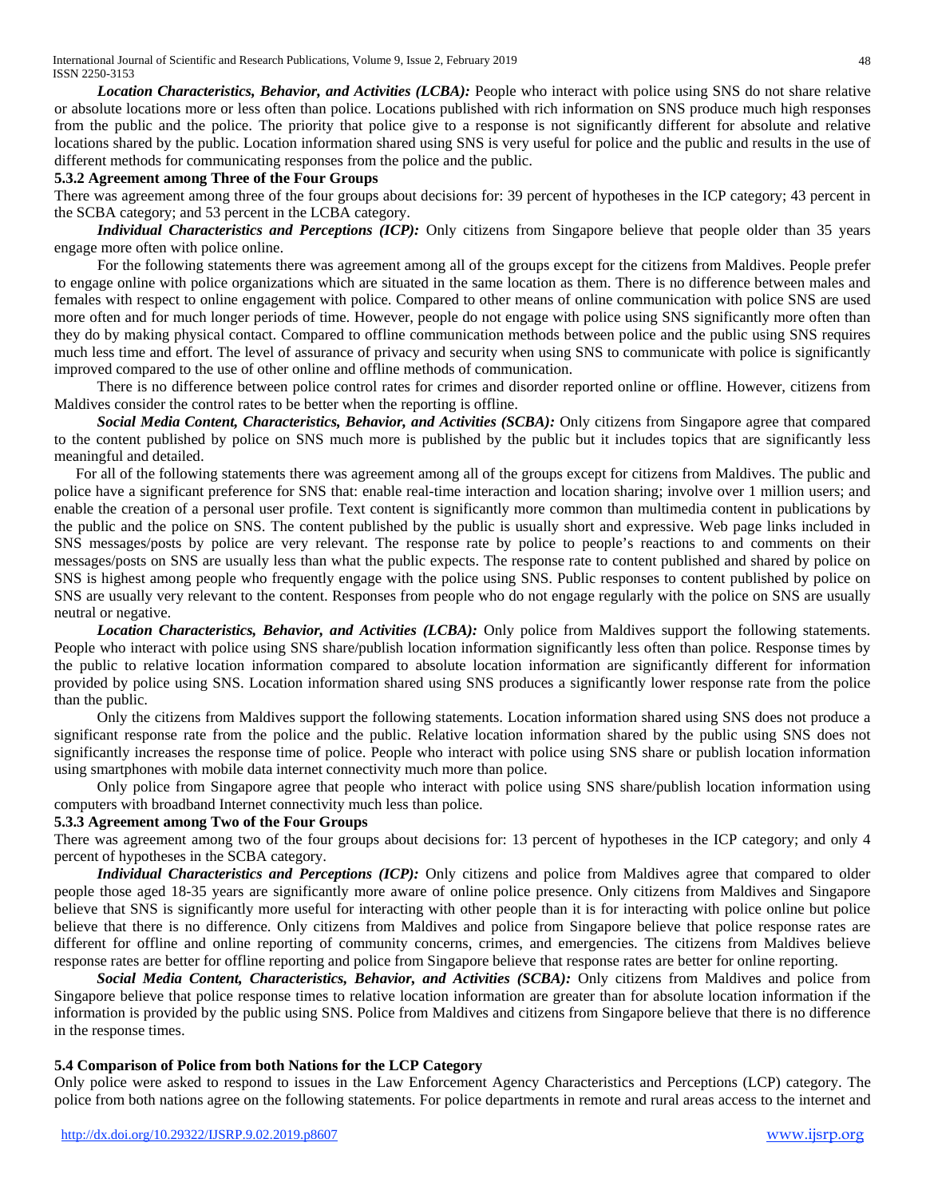***Location Characteristics, Behavior, and Activities (LCBA):*** People who interact with police using SNS do not share relative or absolute locations more or less often than police. Locations published with rich information on SNS produce much high responses from the public and the police. The priority that police give to a response is not significantly different for absolute and relative locations shared by the public. Location information shared using SNS is very useful for police and the public and results in the use of different methods for communicating responses from the police and the public.

### 5.3.2 Agreement among Three of the Four Groups

There was agreement among three of the four groups about decisions for: 39 percent of hypotheses in the ICP category; 43 percent in the SCBA category; and 53 percent in the LCBA category.

***Individual Characteristics and Perceptions (ICP):*** Only citizens from Singapore believe that people older than 35 years engage more often with police online.

For the following statements there was agreement among all of the groups except for the citizens from Maldives. People prefer to engage online with police organizations which are situated in the same location as them. There is no difference between males and females with respect to online engagement with police. Compared to other means of online communication with police SNS are used more often and for much longer periods of time. However, people do not engage with police using SNS significantly more often than they do by making physical contact. Compared to offline communication methods between police and the public using SNS requires much less time and effort. The level of assurance of privacy and security when using SNS to communicate with police is significantly improved compared to the use of other online and offline methods of communication.

There is no difference between police control rates for crimes and disorder reported online or offline. However, citizens from Maldives consider the control rates to be better when the reporting is offline.

***Social Media Content, Characteristics, Behavior, and Activities (SCBA):*** Only citizens from Singapore agree that compared to the content published by police on SNS much more is published by the public but it includes topics that are significantly less meaningful and detailed.

For all of the following statements there was agreement among all of the groups except for citizens from Maldives. The public and police have a significant preference for SNS that: enable real-time interaction and location sharing; involve over 1 million users; and enable the creation of a personal user profile. Text content is significantly more common than multimedia content in publications by the public and the police on SNS. The content published by the public is usually short and expressive. Web page links included in SNS messages/posts by police are very relevant. The response rate by police to people's reactions to and comments on their messages/posts on SNS are usually less than what the public expects. The response rate to content published and shared by police on SNS is highest among people who frequently engage with the police using SNS. Public responses to content published by police on SNS are usually very relevant to the content. Responses from people who do not engage regularly with the police on SNS are usually neutral or negative.

***Location Characteristics, Behavior, and Activities (LCBA):*** Only police from Maldives support the following statements. People who interact with police using SNS share/publish location information significantly less often than police. Response times by the public to relative location information compared to absolute location information are significantly different for information provided by police using SNS. Location information shared using SNS produces a significantly lower response rate from the police than the public.

Only the citizens from Maldives support the following statements. Location information shared using SNS does not produce a significant response rate from the police and the public. Relative location information shared by the public using SNS does not significantly increases the response time of police. People who interact with police using SNS share or publish location information using smartphones with mobile data internet connectivity much more than police.

Only police from Singapore agree that people who interact with police using SNS share/publish location information using computers with broadband Internet connectivity much less than police.

### 5.3.3 Agreement among Two of the Four Groups

There was agreement among two of the four groups about decisions for: 13 percent of hypotheses in the ICP category; and only 4 percent of hypotheses in the SCBA category.

***Individual Characteristics and Perceptions (ICP):*** Only citizens and police from Maldives agree that compared to older people those aged 18-35 years are significantly more aware of online police presence. Only citizens from Maldives and Singapore believe that SNS is significantly more useful for interacting with other people than it is for interacting with police online but police believe that there is no difference. Only citizens from Maldives and police from Singapore believe that police response rates are different for offline and online reporting of community concerns, crimes, and emergencies. The citizens from Maldives believe response rates are better for offline reporting and police from Singapore believe that response rates are better for online reporting.

***Social Media Content, Characteristics, Behavior, and Activities (SCBA):*** Only citizens from Maldives and police from Singapore believe that police response times to relative location information are greater than for absolute location information if the information is provided by the public using SNS. Police from Maldives and citizens from Singapore believe that there is no difference in the response times.

## 5.4 Comparison of Police from both Nations for the LCP Category

Only police were asked to respond to issues in the Law Enforcement Agency Characteristics and Perceptions (LCP) category. The police from both nations agree on the following statements. For police departments in remote and rural areas access to the internet and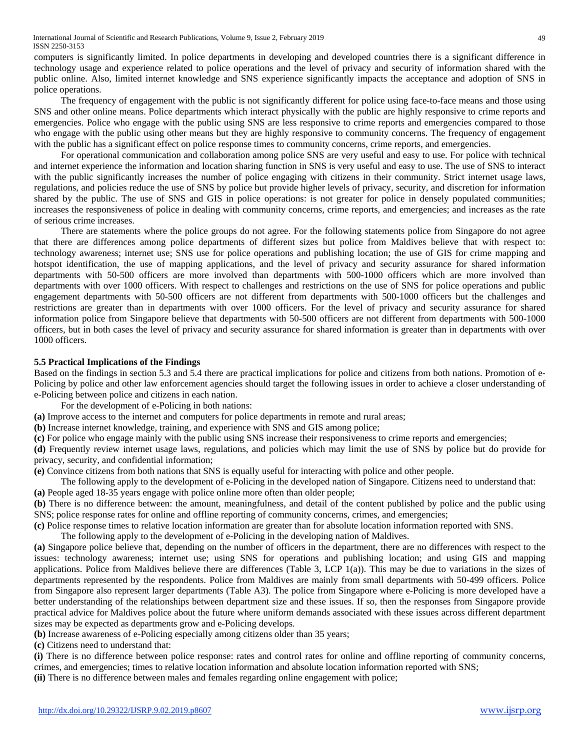computers is significantly limited. In police departments in developing and developed countries there is a significant difference in technology usage and experience related to police operations and the level of privacy and security of information shared with the public online. Also, limited internet knowledge and SNS experience significantly impacts the acceptance and adoption of SNS in police operations.

The frequency of engagement with the public is not significantly different for police using face-to-face means and those using SNS and other online means. Police departments which interact physically with the public are highly responsive to crime reports and emergencies. Police who engage with the public using SNS are less responsive to crime reports and emergencies compared to those who engage with the public using other means but they are highly responsive to community concerns. The frequency of engagement with the public has a significant effect on police response times to community concerns, crime reports, and emergencies.

For operational communication and collaboration among police SNS are very useful and easy to use. For police with technical and internet experience the information and location sharing function in SNS is very useful and easy to use. The use of SNS to interact with the public significantly increases the number of police engaging with citizens in their community. Strict internet usage laws, regulations, and policies reduce the use of SNS by police but provide higher levels of privacy, security, and discretion for information shared by the public. The use of SNS and GIS in police operations: is not greater for police in densely populated communities; increases the responsiveness of police in dealing with community concerns, crime reports, and emergencies; and increases as the rate of serious crime increases.

There are statements where the police groups do not agree. For the following statements police from Singapore do not agree that there are differences among police departments of different sizes but police from Maldives believe that with respect to: technology awareness; internet use; SNS use for police operations and publishing location; the use of GIS for crime mapping and hotspot identification, the use of mapping applications, and the level of privacy and security assurance for shared information departments with 50-500 officers are more involved than departments with 500-1000 officers which are more involved than departments with over 1000 officers. With respect to challenges and restrictions on the use of SNS for police operations and public engagement departments with 50-500 officers are not different from departments with 500-1000 officers but the challenges and restrictions are greater than in departments with over 1000 officers. For the level of privacy and security assurance for shared information police from Singapore believe that departments with 50-500 officers are not different from departments with 500-1000 officers, but in both cases the level of privacy and security assurance for shared information is greater than in departments with over 1000 officers.

### 5.5 Practical Implications of the Findings

Based on the findings in section 5.3 and 5.4 there are practical implications for police and citizens from both nations. Promotion of e-Policing by police and other law enforcement agencies should target the following issues in order to achieve a closer understanding of e-Policing between police and citizens in each nation.

For the development of e-Policing in both nations:

**(a)** Improve access to the internet and computers for police departments in remote and rural areas;

**(b)** Increase internet knowledge, training, and experience with SNS and GIS among police;

**(c)** For police who engage mainly with the public using SNS increase their responsiveness to crime reports and emergencies;

**(d)** Frequently review internet usage laws, regulations, and policies which may limit the use of SNS by police but do provide for privacy, security, and confidential information;

**(e)** Convince citizens from both nations that SNS is equally useful for interacting with police and other people.

The following apply to the development of e-Policing in the developed nation of Singapore. Citizens need to understand that:

**(a)** People aged 18-35 years engage with police online more often than older people;

**(b)** There is no difference between: the amount, meaningfulness, and detail of the content published by police and the public using SNS; police response rates for online and offline reporting of community concerns, crimes, and emergencies;

**(c)** Police response times to relative location information are greater than for absolute location information reported with SNS.

The following apply to the development of e-Policing in the developing nation of Maldives.

**(a)** Singapore police believe that, depending on the number of officers in the department, there are no differences with respect to the issues: technology awareness; internet use; using SNS for operations and publishing location; and using GIS and mapping applications. Police from Maldives believe there are differences (Table 3, LCP 1(a)). This may be due to variations in the sizes of departments represented by the respondents. Police from Maldives are mainly from small departments with 50-499 officers. Police from Singapore also represent larger departments (Table A3). The police from Singapore where e-Policing is more developed have a better understanding of the relationships between department size and these issues. If so, then the responses from Singapore provide practical advice for Maldives police about the future where uniform demands associated with these issues across different department sizes may be expected as departments grow and e-Policing develops.

**(b)** Increase awareness of e-Policing especially among citizens older than 35 years;

**(c)** Citizens need to understand that:

**(i)** There is no difference between police response: rates and control rates for online and offline reporting of community concerns, crimes, and emergencies; times to relative location information and absolute location information reported with SNS;

**(ii)** There is no difference between males and females regarding online engagement with police;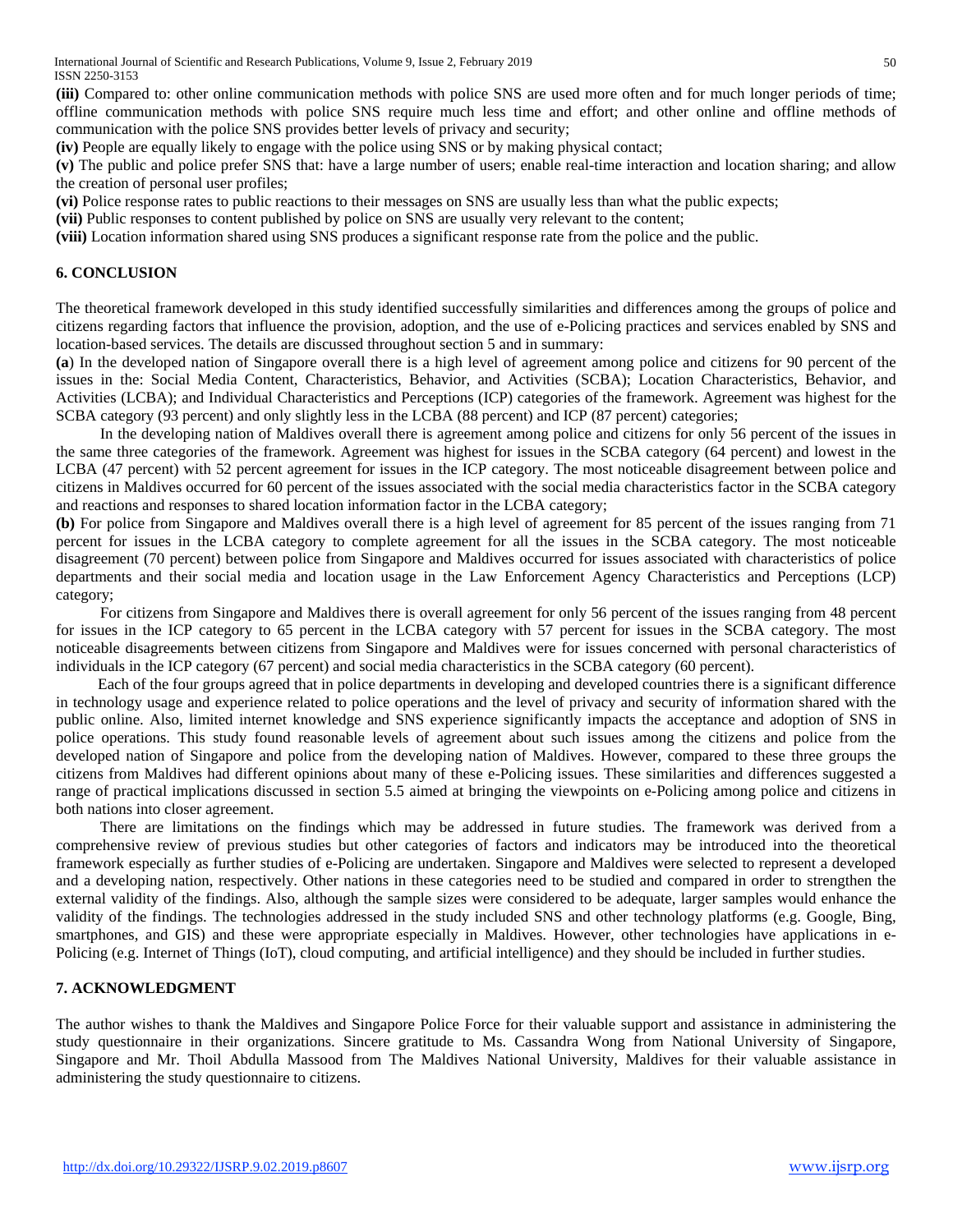**(iii)** Compared to: other online communication methods with police SNS are used more often and for much longer periods of time; offline communication methods with police SNS require much less time and effort; and other online and offline methods of communication with the police SNS provides better levels of privacy and security;

**(iv)** People are equally likely to engage with the police using SNS or by making physical contact;

**(v)** The public and police prefer SNS that: have a large number of users; enable real-time interaction and location sharing; and allow the creation of personal user profiles;

**(vi)** Police response rates to public reactions to their messages on SNS are usually less than what the public expects;

**(vii)** Public responses to content published by police on SNS are usually very relevant to the content;

**(viii)** Location information shared using SNS produces a significant response rate from the police and the public.

## 6. CONCLUSION

The theoretical framework developed in this study identified successfully similarities and differences among the groups of police and citizens regarding factors that influence the provision, adoption, and the use of e-Policing practices and services enabled by SNS and location-based services. The details are discussed throughout section 5 and in summary:

**(a**) In the developed nation of Singapore overall there is a high level of agreement among police and citizens for 90 percent of the issues in the: Social Media Content, Characteristics, Behavior, and Activities (SCBA); Location Characteristics, Behavior, and Activities (LCBA); and Individual Characteristics and Perceptions (ICP) categories of the framework. Agreement was highest for the SCBA category (93 percent) and only slightly less in the LCBA (88 percent) and ICP (87 percent) categories;

In the developing nation of Maldives overall there is agreement among police and citizens for only 56 percent of the issues in the same three categories of the framework. Agreement was highest for issues in the SCBA category (64 percent) and lowest in the LCBA (47 percent) with 52 percent agreement for issues in the ICP category. The most noticeable disagreement between police and citizens in Maldives occurred for 60 percent of the issues associated with the social media characteristics factor in the SCBA category and reactions and responses to shared location information factor in the LCBA category;

**(b)** For police from Singapore and Maldives overall there is a high level of agreement for 85 percent of the issues ranging from 71 percent for issues in the LCBA category to complete agreement for all the issues in the SCBA category. The most noticeable disagreement (70 percent) between police from Singapore and Maldives occurred for issues associated with characteristics of police departments and their social media and location usage in the Law Enforcement Agency Characteristics and Perceptions (LCP) category;

For citizens from Singapore and Maldives there is overall agreement for only 56 percent of the issues ranging from 48 percent for issues in the ICP category to 65 percent in the LCBA category with 57 percent for issues in the SCBA category. The most noticeable disagreements between citizens from Singapore and Maldives were for issues concerned with personal characteristics of individuals in the ICP category (67 percent) and social media characteristics in the SCBA category (60 percent).

Each of the four groups agreed that in police departments in developing and developed countries there is a significant difference in technology usage and experience related to police operations and the level of privacy and security of information shared with the public online. Also, limited internet knowledge and SNS experience significantly impacts the acceptance and adoption of SNS in police operations. This study found reasonable levels of agreement about such issues among the citizens and police from the developed nation of Singapore and police from the developing nation of Maldives. However, compared to these three groups the citizens from Maldives had different opinions about many of these e-Policing issues. These similarities and differences suggested a range of practical implications discussed in section 5.5 aimed at bringing the viewpoints on e-Policing among police and citizens in both nations into closer agreement.

There are limitations on the findings which may be addressed in future studies. The framework was derived from a comprehensive review of previous studies but other categories of factors and indicators may be introduced into the theoretical framework especially as further studies of e-Policing are undertaken. Singapore and Maldives were selected to represent a developed and a developing nation, respectively. Other nations in these categories need to be studied and compared in order to strengthen the external validity of the findings. Also, although the sample sizes were considered to be adequate, larger samples would enhance the validity of the findings. The technologies addressed in the study included SNS and other technology platforms (e.g. Google, Bing, smartphones, and GIS) and these were appropriate especially in Maldives. However, other technologies have applications in e-Policing (e.g. Internet of Things (IoT), cloud computing, and artificial intelligence) and they should be included in further studies.

## 7. ACKNOWLEDGMENT

The author wishes to thank the Maldives and Singapore Police Force for their valuable support and assistance in administering the study questionnaire in their organizations. Sincere gratitude to Ms. Cassandra Wong from National University of Singapore, Singapore and Mr. Thoil Abdulla Massood from The Maldives National University, Maldives for their valuable assistance in administering the study questionnaire to citizens.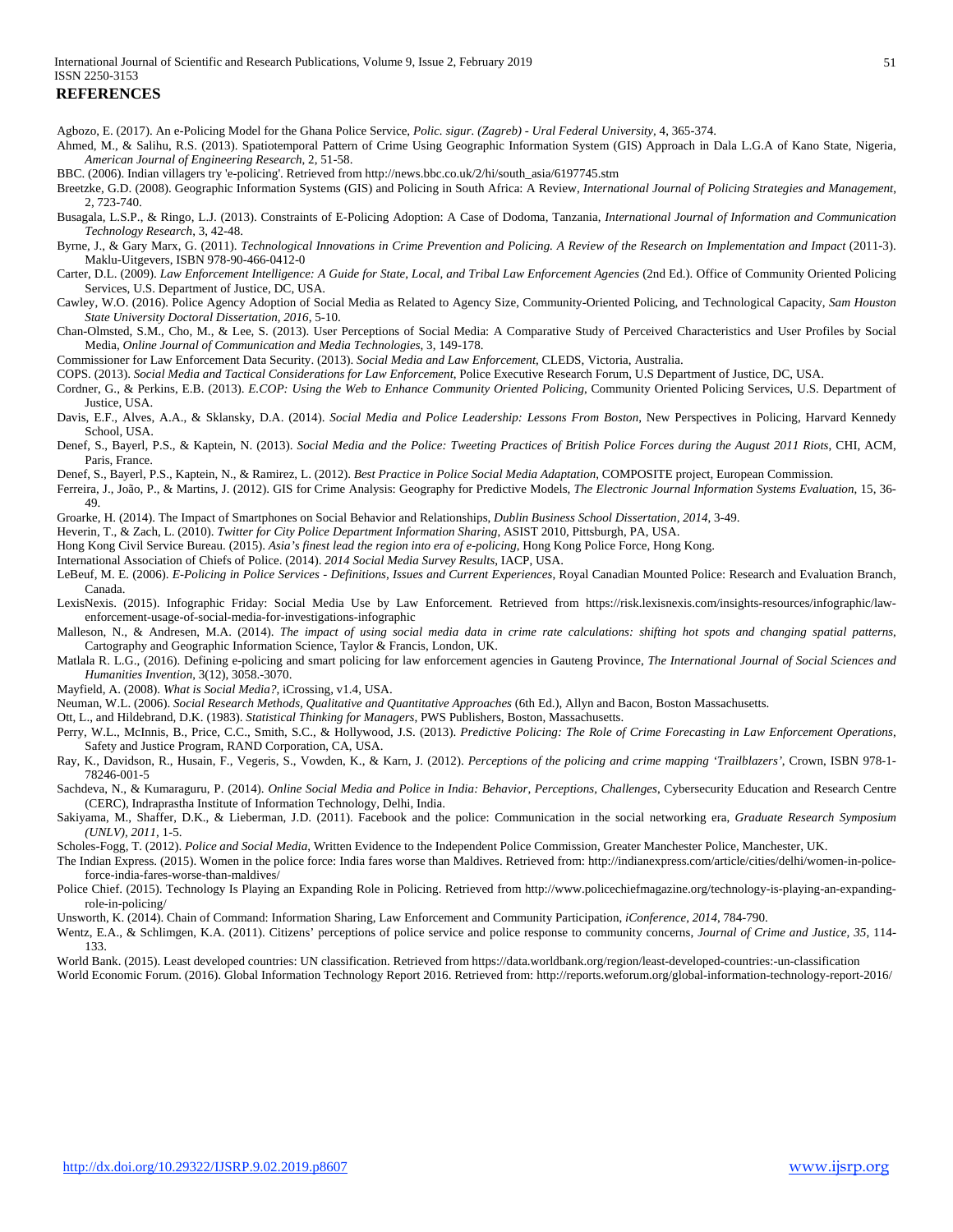## REFERENCES

Agbozo, E. (2017). An e-Policing Model for the Ghana Police Service, *Polic. sigur. (Zagreb) - Ural Federal University*, 4, 365-374.

Ahmed, M., & Salihu, R.S. (2013). Spatiotemporal Pattern of Crime Using Geographic Information System (GIS) Approach in Dala L.G.A of Kano State, Nigeria, *American Journal of Engineering Research*, 2, 51-58.

BBC. (2006). Indian villagers try 'e-policing'. Retrieved from http://news.bbc.co.uk/2/hi/south_asia/6197745.stm

Breetzke, G.D. (2008). Geographic Information Systems (GIS) and Policing in South Africa: A Review, *International Journal of Policing Strategies and Management*, 2, 723-740.

Busagala, L.S.P., & Ringo, L.J. (2013). Constraints of E-Policing Adoption: A Case of Dodoma, Tanzania, *International Journal of Information and Communication Technology Research*, 3, 42-48.

Byrne, J., & Gary Marx, G. (2011). *Technological Innovations in Crime Prevention and Policing. A Review of the Research on Implementation and Impact* (2011-3). Maklu-Uitgevers, ISBN 978-90-466-0412-0

Carter, D.L. (2009). *Law Enforcement Intelligence: A Guide for State, Local, and Tribal Law Enforcement Agencies* (2nd Ed.). Office of Community Oriented Policing Services, U.S. Department of Justice, DC, USA.

Cawley, W.O. (2016). Police Agency Adoption of Social Media as Related to Agency Size, Community-Oriented Policing, and Technological Capacity, *Sam Houston State University Doctoral Dissertation, 2016*, 5-10.

Chan-Olmsted, S.M., Cho, M., & Lee, S. (2013). User Perceptions of Social Media: A Comparative Study of Perceived Characteristics and User Profiles by Social Media, *Online Journal of Communication and Media Technologies*, 3, 149-178.

Commissioner for Law Enforcement Data Security. (2013). *Social Media and Law Enforcement*, CLEDS, Victoria, Australia.

COPS. (2013). *Social Media and Tactical Considerations for Law Enforcement*, Police Executive Research Forum, U.S Department of Justice, DC, USA.

Cordner, G., & Perkins, E.B. (2013). *E.COP: Using the Web to Enhance Community Oriented Policing*, Community Oriented Policing Services, U.S. Department of Justice, USA.

Davis, E.F., Alves, A.A., & Sklansky, D.A. (2014). *Social Media and Police Leadership: Lessons From Boston*, New Perspectives in Policing, Harvard Kennedy School, USA.

Denef, S., Bayerl, P.S., & Kaptein, N. (2013). *Social Media and the Police: Tweeting Practices of British Police Forces during the August 2011 Riots*, CHI, ACM, Paris, France.

Denef, S., Bayerl, P.S., Kaptein, N., & Ramirez, L. (2012). *Best Practice in Police Social Media Adaptation*, COMPOSITE project, European Commission.

Ferreira, J., João, P., & Martins, J. (2012). GIS for Crime Analysis: Geography for Predictive Models, *The Electronic Journal Information Systems Evaluation*, 15, 36-49.

Groarke, H. (2014). The Impact of Smartphones on Social Behavior and Relationships, *Dublin Business School Dissertation, 2014*, 3-49.

Heverin, T., & Zach, L. (2010). *Twitter for City Police Department Information Sharing*, ASIST 2010, Pittsburgh, PA, USA.

Hong Kong Civil Service Bureau. (2015). *Asia's finest lead the region into era of e-policing*, Hong Kong Police Force, Hong Kong.

International Association of Chiefs of Police. (2014). *2014 Social Media Survey Results*, IACP, USA.

LeBeuf, M. E. (2006). *E-Policing in Police Services - Definitions, Issues and Current Experiences*, Royal Canadian Mounted Police: Research and Evaluation Branch, Canada.

LexisNexis. (2015). Infographic Friday: Social Media Use by Law Enforcement. Retrieved from https://risk.lexisnexis.com/insights-resources/infographic/law-enforcement-usage-of-social-media-for-investigations-infographic

Malleson, N., & Andresen, M.A. (2014). *The impact of using social media data in crime rate calculations: shifting hot spots and changing spatial patterns*, Cartography and Geographic Information Science, Taylor & Francis, London, UK.

Matlala R. L.G., (2016). Defining e-policing and smart policing for law enforcement agencies in Gauteng Province, *The International Journal of Social Sciences and Humanities Invention*, 3(12), 3058.-3070.

Mayfield, A. (2008). *What is Social Media?*, iCrossing, v1.4, USA.

Neuman, W.L. (2006). *Social Research Methods, Qualitative and Quantitative Approaches* (6th Ed.), Allyn and Bacon, Boston Massachusetts.

Ott, L., and Hildebrand, D.K. (1983). *Statistical Thinking for Managers*, PWS Publishers, Boston, Massachusetts.

Perry, W.L., McInnis, B., Price, C.C., Smith, S.C., & Hollywood, J.S. (2013). *Predictive Policing: The Role of Crime Forecasting in Law Enforcement Operations*, Safety and Justice Program, RAND Corporation, CA, USA.

Ray, K., Davidson, R., Husain, F., Vegeris, S., Vowden, K., & Karn, J. (2012). *Perceptions of the policing and crime mapping 'Trailblazers'*, Crown, ISBN 978-1-78246-001-5

Sachdeva, N., & Kumaraguru, P. (2014). *Online Social Media and Police in India: Behavior, Perceptions, Challenges*, Cybersecurity Education and Research Centre (CERC), Indraprastha Institute of Information Technology, Delhi, India.

Sakiyama, M., Shaffer, D.K., & Lieberman, J.D. (2011). Facebook and the police: Communication in the social networking era, *Graduate Research Symposium (UNLV), 2011*, 1-5.

Scholes-Fogg, T. (2012). *Police and Social Media*, Written Evidence to the Independent Police Commission, Greater Manchester Police, Manchester, UK.

The Indian Express. (2015). Women in the police force: India fares worse than Maldives. Retrieved from: http://indianexpress.com/article/cities/delhi/women-in-police-force-india-fares-worse-than-maldives/

Police Chief. (2015). Technology Is Playing an Expanding Role in Policing. Retrieved from http://www.policechiefmagazine.org/technology-is-playing-an-expanding-role-in-policing/

Unsworth, K. (2014). Chain of Command: Information Sharing, Law Enforcement and Community Participation, *iConference, 2014*, 784-790.

Wentz, E.A., & Schlimgen, K.A. (2011). Citizens' perceptions of police service and police response to community concerns, *Journal of Crime and Justice, 35*, 114-133.

World Bank. (2015). Least developed countries: UN classification. Retrieved from https://data.worldbank.org/region/least-developed-countries:-un-classification

World Economic Forum. (2016). Global Information Technology Report 2016. Retrieved from: http://reports.weforum.org/global-information-technology-report-2016/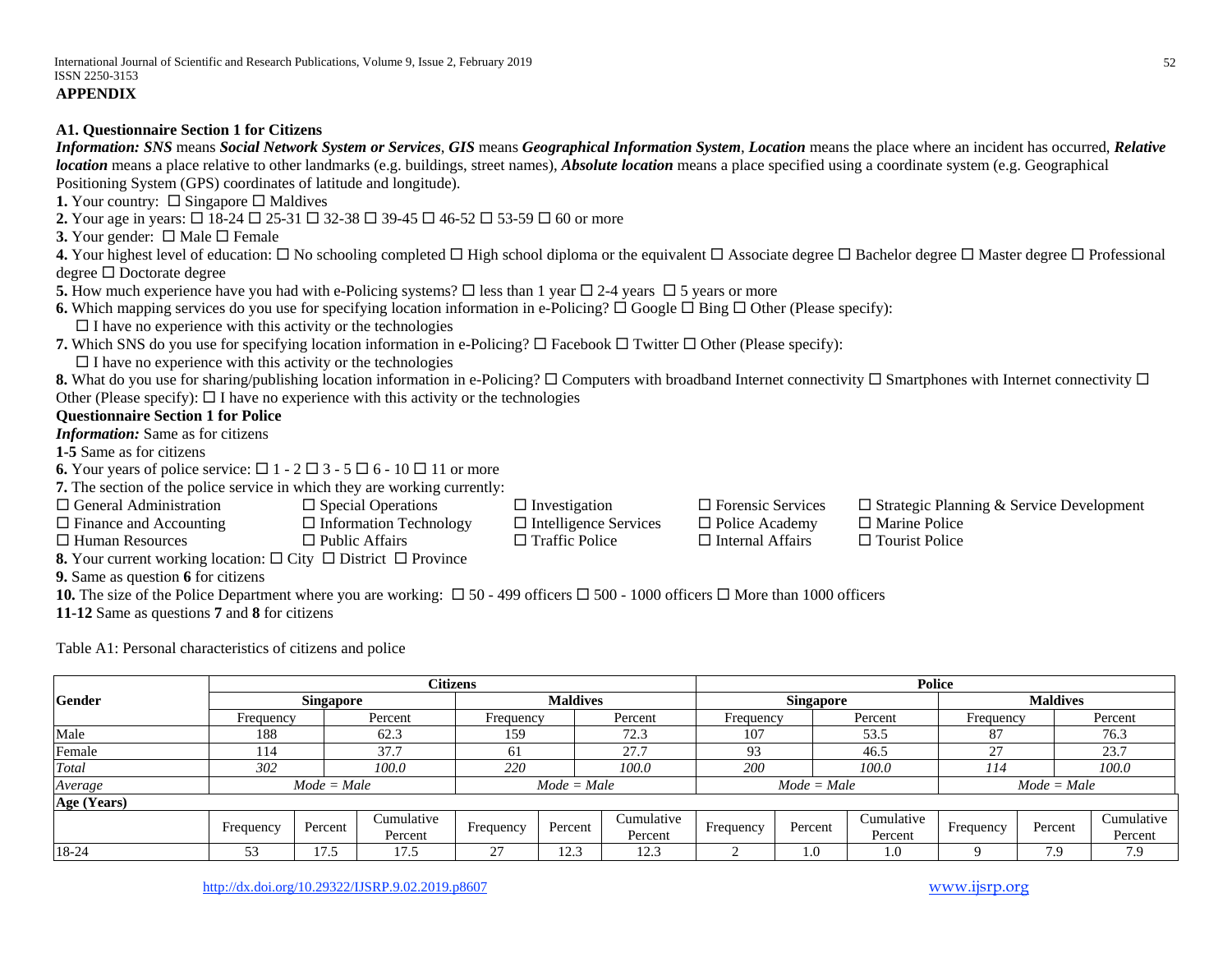## APPENDIX

### A1. Questionnaire Section 1 for Citizens

***Information: SNS*** means ***Social Network System or Services***, ***GIS*** means ***Geographical Information System***, ***Location*** means the place where an incident has occurred, ***Relative location*** means a place relative to other landmarks (e.g. buildings, street names), ***Absolute location*** means a place specified using a coordinate system (e.g. Geographical Positioning System (GPS) coordinates of latitude and longitude).

**1.** Your country: ☐ Singapore ☐ Maldives

**2.** Your age in years: ☐ 18-24 ☐ 25-31 ☐ 32-38 ☐ 39-45 ☐ 46-52 ☐ 53-59 ☐ 60 or more

**3.** Your gender: ☐ Male ☐ Female

**4.** Your highest level of education: ☐ No schooling completed ☐ High school diploma or the equivalent ☐ Associate degree ☐ Bachelor degree ☐ Master degree ☐ Professional degree ☐ Doctorate degree

**5.** How much experience have you had with e-Policing systems? ☐ less than 1 year ☐ 2-4 years ☐ 5 years or more

**6.** Which mapping services do you use for specifying location information in e-Policing? ☐ Google ☐ Bing ☐ Other (Please specify):
☐ I have no experience with this activity or the technologies

**7.** Which SNS do you use for specifying location information in e-Policing? ☐ Facebook ☐ Twitter ☐ Other (Please specify):
☐ I have no experience with this activity or the technologies

**8.** What do you use for sharing/publishing location information in e-Policing? ☐ Computers with broadband Internet connectivity ☐ Smartphones with Internet connectivity ☐ Other (Please specify): ☐ I have no experience with this activity or the technologies

### Questionnaire Section 1 for Police

***Information:*** Same as for citizens

**1-5** Same as for citizens

**6.** Your years of police service: ☐ 1 - 2 ☐ 3 - 5 ☐ 6 - 10 ☐ 11 or more

**7.** The section of the police service in which they are working currently:

☐ General Administration ☐ Special Operations ☐ Investigation ☐ Forensic Services ☐ Strategic Planning & Service Development
☐ Finance and Accounting ☐ Information Technology ☐ Intelligence Services ☐ Police Academy ☐ Marine Police
☐ Human Resources ☐ Public Affairs ☐ Traffic Police ☐ Internal Affairs ☐ Tourist Police

**8.** Your current working location: ☐ City ☐ District ☐ Province

**9.** Same as question **6** for citizens

**10.** The size of the Police Department where you are working: ☐ 50 - 499 officers ☐ 500 - 1000 officers ☐ More than 1000 officers

**11-12** Same as questions **7** and **8** for citizens

Table A1: Personal characteristics of citizens and police

| Gender | Citizens | | | | | | Police | | | | | |
|---|---|---|---|---|---|---|---|---|---|---|---|---|
| | Singapore | | | Maldives | | | Singapore | | | Maldives | | |
| | Frequency | | Percent | Frequency | | Percent | Frequency | | Percent | Frequency | | Percent |
| Male | 188 | | 62.3 | 159 | | 72.3 | 107 | | 53.5 | 87 | | 76.3 |
| Female | 114 | | 37.7 | 61 | | 27.7 | 93 | | 46.5 | 27 | | 23.7 |
| *Total* | *302* | | *100.0* | *220* | | *100.0* | *200* | | *100.0* | *114* | | *100.0* |
| *Average* | *Mode = Male* | | | *Mode = Male* | | | *Mode = Male* | | | *Mode = Male* | | |
| **Age (Years)** | | | | | | | | | | | | |
| | Frequency | Percent | Cumulative Percent | Frequency | Percent | Cumulative Percent | Frequency | Percent | Cumulative Percent | Frequency | Percent | Cumulative Percent |
| 18-24 | 53 | 17.5 | 17.5 | 27 | 12.3 | 12.3 | 2 | 1.0 | 1.0 | 9 | 7.9 | 7.9 |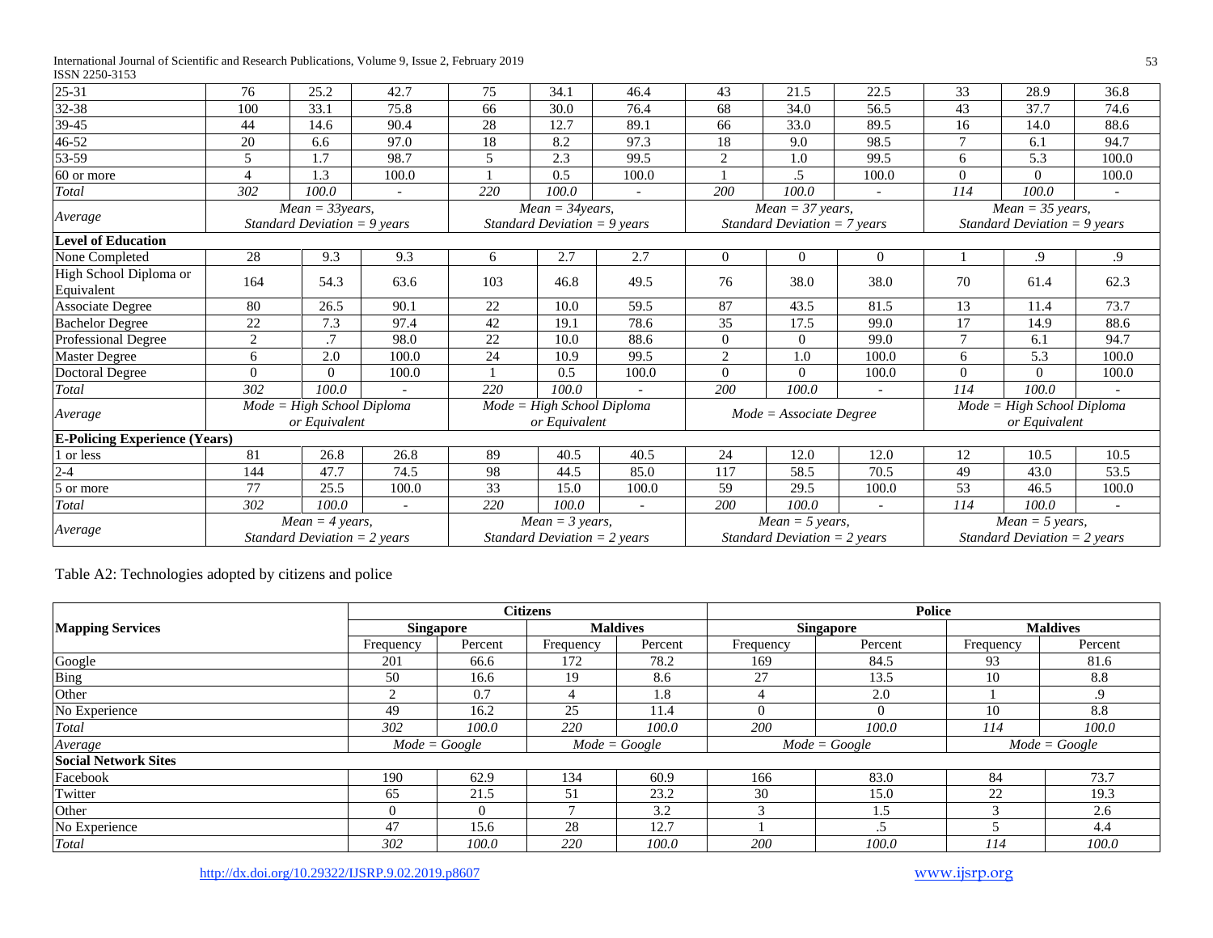| 25-31 | 76 | 25.2 | 42.7 | 75 | 34.1 | 46.4 | 43 | 21.5 | 22.5 | 33 | 28.9 | 36.8 |
|---|---|---|---|---|---|---|---|---|---|---|---|---|
| 32-38 | 100 | 33.1 | 75.8 | 66 | 30.0 | 76.4 | 68 | 34.0 | 56.5 | 43 | 37.7 | 74.6 |
| 39-45 | 44 | 14.6 | 90.4 | 28 | 12.7 | 89.1 | 66 | 33.0 | 89.5 | 16 | 14.0 | 88.6 |
| 46-52 | 20 | 6.6 | 97.0 | 18 | 8.2 | 97.3 | 18 | 9.0 | 98.5 | 7 | 6.1 | 94.7 |
| 53-59 | 5 | 1.7 | 98.7 | 5 | 2.3 | 99.5 | 2 | 1.0 | 99.5 | 6 | 5.3 | 100.0 |
| 60 or more | 4 | 1.3 | 100.0 | 1 | 0.5 | 100.0 | 1 | .5 | 100.0 | 0 | 0 | 100.0 |
| *Total* | *302* | *100.0* | - | *220* | *100.0* | - | *200* | *100.0* | - | *114* | *100.0* | - |
| *Average* | *Mean = 33years, Standard Deviation = 9 years* | | | *Mean = 34years, Standard Deviation = 9 years* | | | *Mean = 37 years, Standard Deviation = 7 years* | | | *Mean = 35 years, Standard Deviation = 9 years* | | |
| **Level of Education** | | | | | | | | | | | | |
| None Completed | 28 | 9.3 | 9.3 | 6 | 2.7 | 2.7 | 0 | 0 | 0 | 1 | .9 | .9 |
| High School Diploma or Equivalent | 164 | 54.3 | 63.6 | 103 | 46.8 | 49.5 | 76 | 38.0 | 38.0 | 70 | 61.4 | 62.3 |
| Associate Degree | 80 | 26.5 | 90.1 | 22 | 10.0 | 59.5 | 87 | 43.5 | 81.5 | 13 | 11.4 | 73.7 |
| Bachelor Degree | 22 | 7.3 | 97.4 | 42 | 19.1 | 78.6 | 35 | 17.5 | 99.0 | 17 | 14.9 | 88.6 |
| Professional Degree | 2 | .7 | 98.0 | 22 | 10.0 | 88.6 | 0 | 0 | 99.0 | 7 | 6.1 | 94.7 |
| Master Degree | 6 | 2.0 | 100.0 | 24 | 10.9 | 99.5 | 2 | 1.0 | 100.0 | 6 | 5.3 | 100.0 |
| Doctoral Degree | 0 | 0 | 100.0 | 1 | 0.5 | 100.0 | 0 | 0 | 100.0 | 0 | 0 | 100.0 |
| *Total* | *302* | *100.0* | - | *220* | *100.0* | - | *200* | *100.0* | - | *114* | *100.0* | - |
| *Average* | *Mode = High School Diploma or Equivalent* | | | *Mode = High School Diploma or Equivalent* | | | *Mode = Associate Degree* | | | *Mode = High School Diploma or Equivalent* | | |
| **E-Policing Experience (Years)** | | | | | | | | | | | | |
| 1 or less | 81 | 26.8 | 26.8 | 89 | 40.5 | 40.5 | 24 | 12.0 | 12.0 | 12 | 10.5 | 10.5 |
| 2-4 | 144 | 47.7 | 74.5 | 98 | 44.5 | 85.0 | 117 | 58.5 | 70.5 | 49 | 43.0 | 53.5 |
| 5 or more | 77 | 25.5 | 100.0 | 33 | 15.0 | 100.0 | 59 | 29.5 | 100.0 | 53 | 46.5 | 100.0 |
| *Total* | *302* | *100.0* | - | *220* | *100.0* | - | *200* | *100.0* | - | *114* | *100.0* | - |
| *Average* | *Mean = 4 years, Standard Deviation = 2 years* | | | *Mean = 3 years, Standard Deviation = 2 years* | | | *Mean = 5 years, Standard Deviation = 2 years* | | | *Mean = 5 years, Standard Deviation = 2 years* | | |

Table A2: Technologies adopted by citizens and police

| Mapping Services | Citizens | | | | Police | | | |
|---|---|---|---|---|---|---|---|---|
| | Singapore | | Maldives | | Singapore | | Maldives | |
| | Frequency | Percent | Frequency | Percent | Frequency | Percent | Frequency | Percent |
| Google | 201 | 66.6 | 172 | 78.2 | 169 | 84.5 | 93 | 81.6 |
| Bing | 50 | 16.6 | 19 | 8.6 | 27 | 13.5 | 10 | 8.8 |
| Other | 2 | 0.7 | 4 | 1.8 | 4 | 2.0 | 1 | .9 |
| No Experience | 49 | 16.2 | 25 | 11.4 | 0 | 0 | 10 | 8.8 |
| *Total* | *302* | *100.0* | *220* | *100.0* | *200* | *100.0* | *114* | *100.0* |
| *Average* | *Mode = Google* | | *Mode = Google* | | *Mode = Google* | | *Mode = Google* | |
| **Social Network Sites** | | | | | | | | |
| Facebook | 190 | 62.9 | 134 | 60.9 | 166 | 83.0 | 84 | 73.7 |
| Twitter | 65 | 21.5 | 51 | 23.2 | 30 | 15.0 | 22 | 19.3 |
| Other | 0 | 0 | 7 | 3.2 | 3 | 1.5 | 3 | 2.6 |
| No Experience | 47 | 15.6 | 28 | 12.7 | 1 | .5 | 5 | 4.4 |
| *Total* | *302* | *100.0* | *220* | *100.0* | *200* | *100.0* | *114* | *100.0* |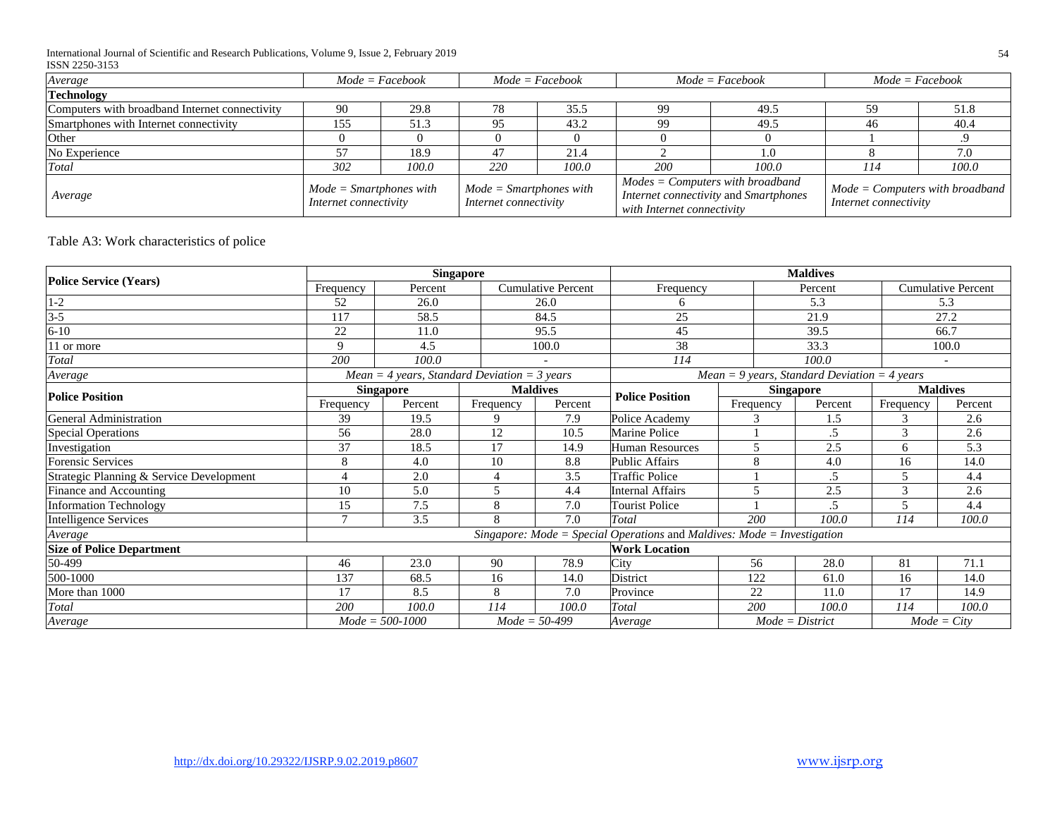| Average | *Mode = Facebook* | | *Mode = Facebook* | | *Mode = Facebook* | | *Mode = Facebook* | |
|---|---|---|---|---|---|---|---|---|
| **Technology** | | | | | | | | |
| Computers with broadband Internet connectivity | 90 | 29.8 | 78 | 35.5 | 99 | 49.5 | 59 | 51.8 |
| Smartphones with Internet connectivity | 155 | 51.3 | 95 | 43.2 | 99 | 49.5 | 46 | 40.4 |
| Other | 0 | 0 | 0 | 0 | 0 | 0 | 1 | .9 |
| No Experience | 57 | 18.9 | 47 | 21.4 | 2 | 1.0 | 8 | 7.0 |
| *Total* | *302* | *100.0* | *220* | *100.0* | *200* | *100.0* | *114* | *100.0* |
| *Average* | *Mode = Smartphones with Internet connectivity* | | *Mode = Smartphones with Internet connectivity* | | *Modes = Computers with broadband Internet connectivity* and *Smartphones with Internet connectivity* | | *Mode = Computers with broadband Internet connectivity* | |

Table A3: Work characteristics of police

| **Police Service (Years)** | Singapore | | | Maldives | | |
|---|---|---|---|---|---|---|
| | Frequency | Percent | Cumulative Percent | Frequency | Percent | Cumulative Percent |
| 1-2 | 52 | 26.0 | 26.0 | 6 | 5.3 | 5.3 |
| 3-5 | 117 | 58.5 | 84.5 | 25 | 21.9 | 27.2 |
| 6-10 | 22 | 11.0 | 95.5 | 45 | 39.5 | 66.7 |
| 11 or more | 9 | 4.5 | 100.0 | 38 | 33.3 | 100.0 |
| *Total* | *200* | *100.0* | - | *114* | *100.0* | - |
| *Average* | *Mean = 4 years, Standard Deviation = 3 years* | | | *Mean = 9 years, Standard Deviation = 4 years* | | |

| **Police Position** | **Singapore** | | **Maldives** | | **Police Position** | **Singapore** | | **Maldives** | |
|---|---|---|---|---|---|---|---|---|---|
| | Frequency | Percent | Frequency | Percent | | Frequency | Percent | Frequency | Percent |
| General Administration | 39 | 19.5 | 9 | 7.9 | Police Academy | 3 | 1.5 | 3 | 2.6 |
| Special Operations | 56 | 28.0 | 12 | 10.5 | Marine Police | 1 | .5 | 3 | 2.6 |
| Investigation | 37 | 18.5 | 17 | 14.9 | Human Resources | 5 | 2.5 | 6 | 5.3 |
| Forensic Services | 8 | 4.0 | 10 | 8.8 | Public Affairs | 8 | 4.0 | 16 | 14.0 |
| Strategic Planning & Service Development | 4 | 2.0 | 4 | 3.5 | Traffic Police | 1 | .5 | 5 | 4.4 |
| Finance and Accounting | 10 | 5.0 | 5 | 4.4 | Internal Affairs | 5 | 2.5 | 3 | 2.6 |
| Information Technology | 15 | 7.5 | 8 | 7.0 | Tourist Police | 1 | .5 | 5 | 4.4 |
| Intelligence Services | 7 | 3.5 | 8 | 7.0 | *Total* | *200* | *100.0* | *114* | *100.0* |
| *Average* | *Singapore: Mode = Special Operations and Maldives: Mode = Investigation* | | | | | | | | |
| **Size of Police Department** | | | | | **Work Location** | | | | |
| 50-499 | 46 | 23.0 | 90 | 78.9 | City | 56 | 28.0 | 81 | 71.1 |
| 500-1000 | 137 | 68.5 | 16 | 14.0 | District | 122 | 61.0 | 16 | 14.0 |
| More than 1000 | 17 | 8.5 | 8 | 7.0 | Province | 22 | 11.0 | 17 | 14.9 |
| *Total* | *200* | *100.0* | *114* | *100.0* | *Total* | *200* | *100.0* | *114* | *100.0* |
| *Average* | *Mode = 500-1000* | | *Mode = 50-499* | | *Average* | *Mode = District* | | *Mode = City* | |

http://dx.doi.org/10.29322/IJSRP.9.02.2019.p8607 www.ijsrp.org